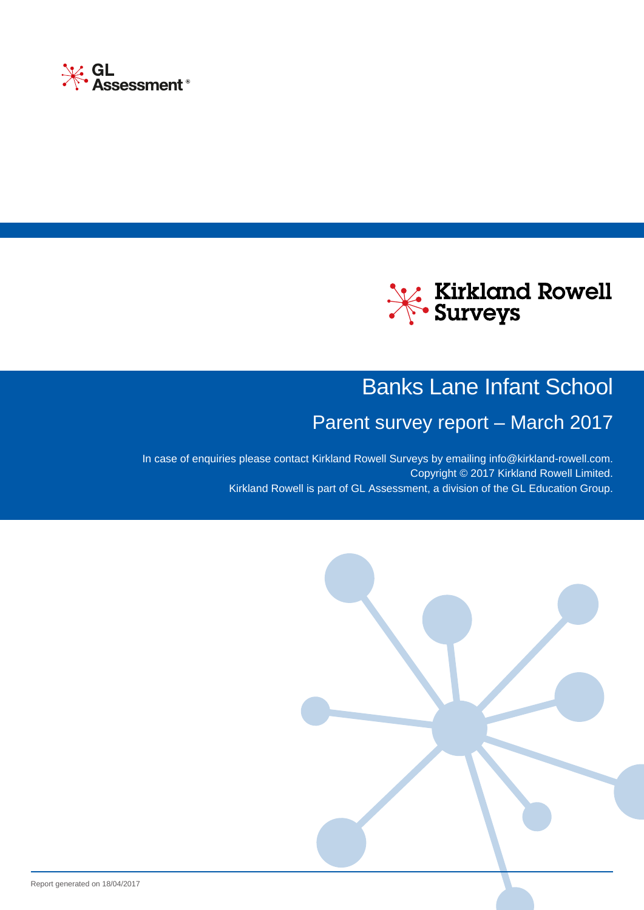GL Assessment®

Kirkland Rowell Surveys

# Banks Lane Infant School

## Parent survey report – March 2017

In case of enquiries please contact Kirkland Rowell Surveys by emailing info@kirkland-rowell.com.
Copyright © 2017 Kirkland Rowell Limited.
Kirkland Rowell is part of GL Assessment, a division of the GL Education Group.

Report generated on 18/04/2017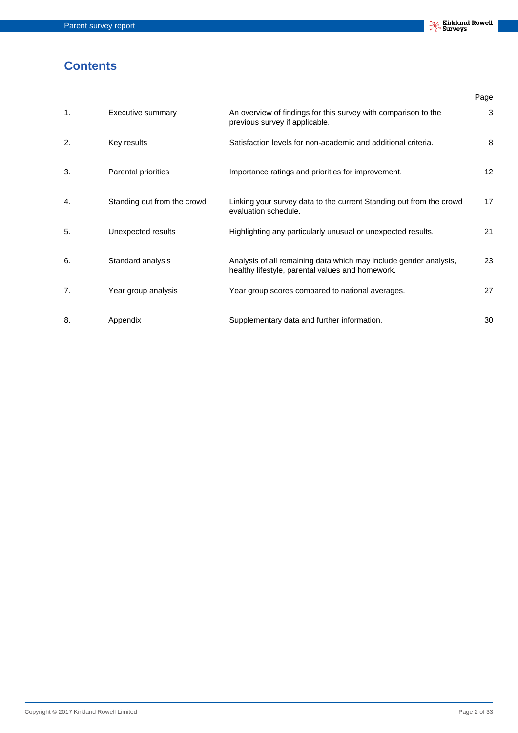# Contents

| | | | Page |
|---|---|---|---|
| 1. | Executive summary | An overview of findings for this survey with comparison to the previous survey if applicable. | 3 |
| 2. | Key results | Satisfaction levels for non-academic and additional criteria. | 8 |
| 3. | Parental priorities | Importance ratings and priorities for improvement. | 12 |
| 4. | Standing out from the crowd | Linking your survey data to the current Standing out from the crowd evaluation schedule. | 17 |
| 5. | Unexpected results | Highlighting any particularly unusual or unexpected results. | 21 |
| 6. | Standard analysis | Analysis of all remaining data which may include gender analysis, healthy lifestyle, parental values and homework. | 23 |
| 7. | Year group analysis | Year group scores compared to national averages. | 27 |
| 8. | Appendix | Supplementary data and further information. | 30 |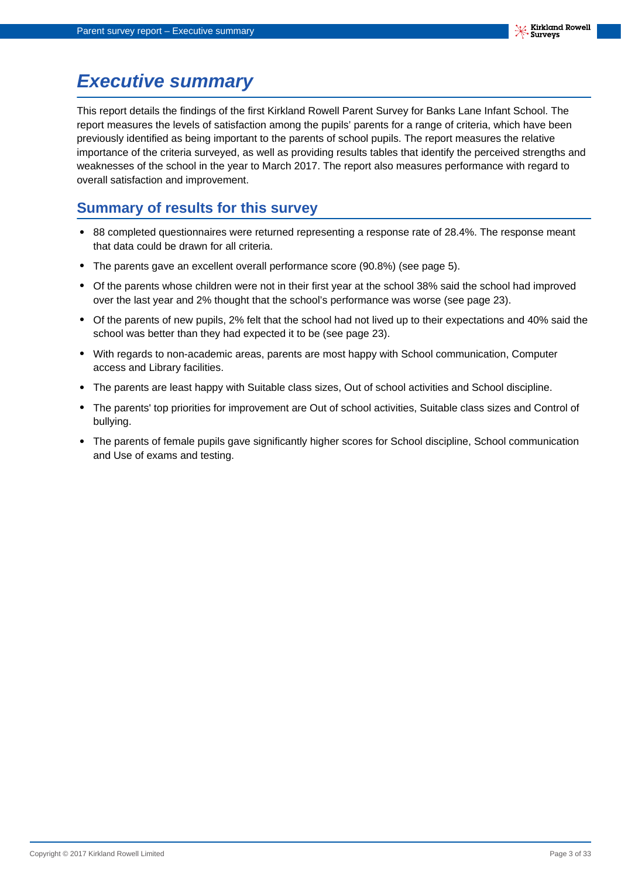# Executive summary

This report details the findings of the first Kirkland Rowell Parent Survey for Banks Lane Infant School. The report measures the levels of satisfaction among the pupils' parents for a range of criteria, which have been previously identified as being important to the parents of school pupils. The report measures the relative importance of the criteria surveyed, as well as providing results tables that identify the perceived strengths and weaknesses of the school in the year to March 2017. The report also measures performance with regard to overall satisfaction and improvement.

## Summary of results for this survey

- 88 completed questionnaires were returned representing a response rate of 28.4%. The response meant that data could be drawn for all criteria.
- The parents gave an excellent overall performance score (90.8%) (see page 5).
- Of the parents whose children were not in their first year at the school 38% said the school had improved over the last year and 2% thought that the school's performance was worse (see page 23).
- Of the parents of new pupils, 2% felt that the school had not lived up to their expectations and 40% said the school was better than they had expected it to be (see page 23).
- With regards to non-academic areas, parents are most happy with School communication, Computer access and Library facilities.
- The parents are least happy with Suitable class sizes, Out of school activities and School discipline.
- The parents' top priorities for improvement are Out of school activities, Suitable class sizes and Control of bullying.
- The parents of female pupils gave significantly higher scores for School discipline, School communication and Use of exams and testing.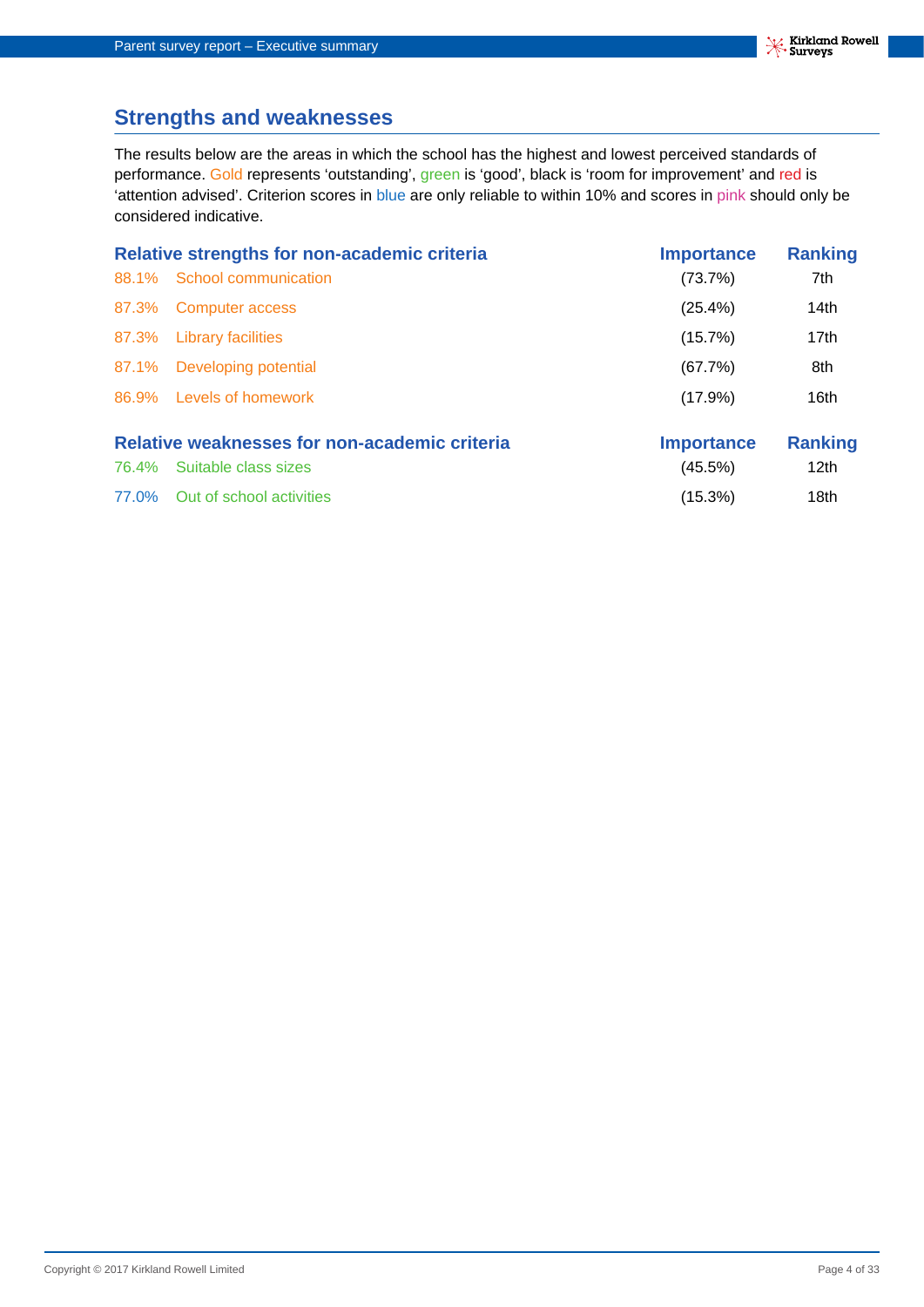## Strengths and weaknesses

The results below are the areas in which the school has the highest and lowest perceived standards of performance. Gold represents 'outstanding', green is 'good', black is 'room for improvement' and red is 'attention advised'. Criterion scores in blue are only reliable to within 10% and scores in pink should only be considered indicative.

| Relative strengths for non-academic criteria | | Importance | Ranking |
|---|---|---|---|
| 88.1% | School communication | (73.7%) | 7th |
| 87.3% | Computer access | (25.4%) | 14th |
| 87.3% | Library facilities | (15.7%) | 17th |
| 87.1% | Developing potential | (67.7%) | 8th |
| 86.9% | Levels of homework | (17.9%) | 16th |

| Relative weaknesses for non-academic criteria | | Importance | Ranking |
|---|---|---|---|
| 76.4% | Suitable class sizes | (45.5%) | 12th |
| 77.0% | Out of school activities | (15.3%) | 18th |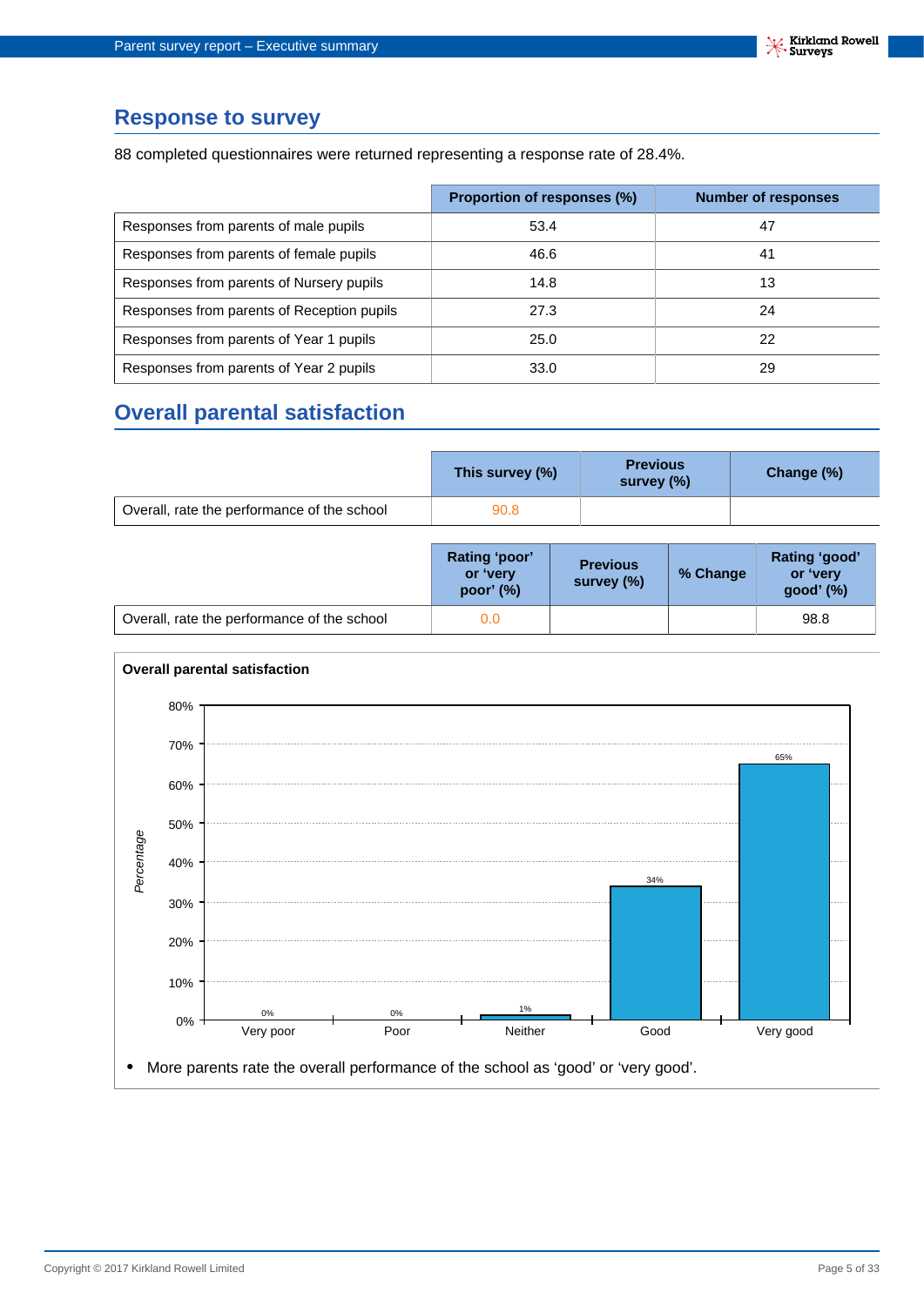## Response to survey

88 completed questionnaires were returned representing a response rate of 28.4%.

| | Proportion of responses (%) | Number of responses |
|---|---|---|
| Responses from parents of male pupils | 53.4 | 47 |
| Responses from parents of female pupils | 46.6 | 41 |
| Responses from parents of Nursery pupils | 14.8 | 13 |
| Responses from parents of Reception pupils | 27.3 | 24 |
| Responses from parents of Year 1 pupils | 25.0 | 22 |
| Responses from parents of Year 2 pupils | 33.0 | 29 |

## Overall parental satisfaction

| | This survey (%) | Previous survey (%) | Change (%) |
|---|---|---|---|
| Overall, rate the performance of the school | 90.8 | | |

| | Rating 'poor' or 'very poor' (%) | Previous survey (%) | % Change | Rating 'good' or 'very good' (%) |
|---|---|---|---|---|
| Overall, rate the performance of the school | 0.0 | | | 98.8 |

**Overall parental satisfaction**

| Rating | Percentage |
|---|---|
| Very poor | 0% |
| Poor | 0% |
| Neither | 1% |
| Good | 34% |
| Very good | 65% |

- More parents rate the overall performance of the school as 'good' or 'very good'.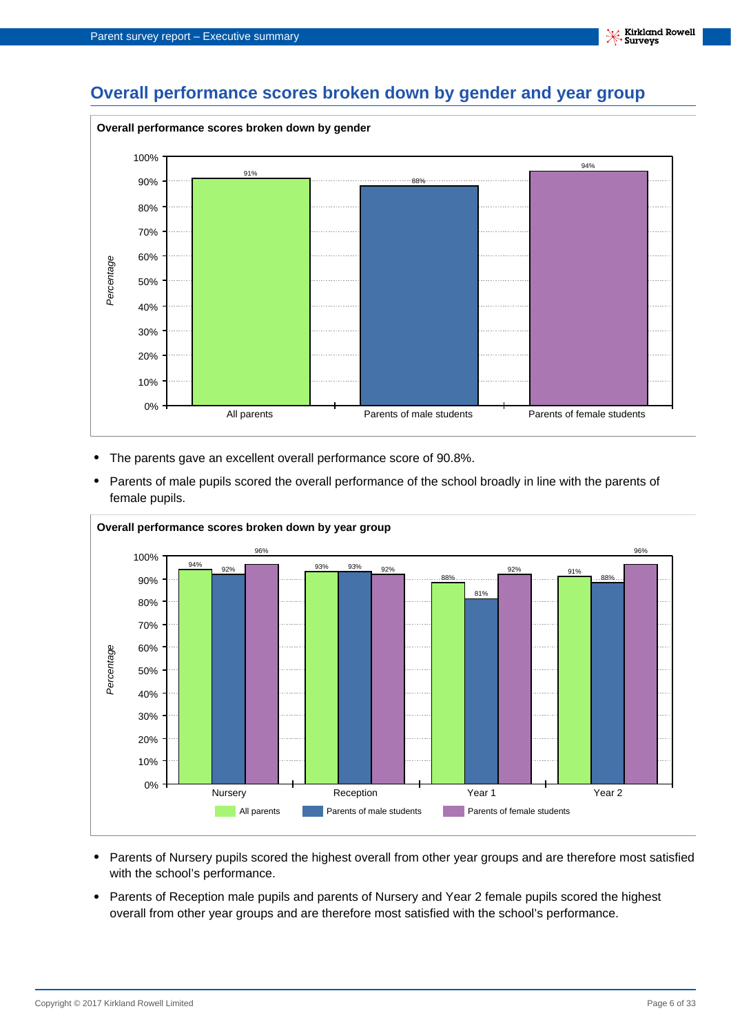## Overall performance scores broken down by gender and year group

**Overall performance scores broken down by gender**

| | Percentage |
|---|---|
| All parents | 91% |
| Parents of male students | 88% |
| Parents of female students | 94% |

- The parents gave an excellent overall performance score of 90.8%.
- Parents of male pupils scored the overall performance of the school broadly in line with the parents of female pupils.

**Overall performance scores broken down by year group**

| | All parents | Parents of male students | Parents of female students |
|---|---|---|---|
| Nursery | 94% | 92% | 96% |
| Reception | 93% | 93% | 92% |
| Year 1 | 88% | 81% | 92% |
| Year 2 | 91% | 88% | 96% |

- Parents of Nursery pupils scored the highest overall from other year groups and are therefore most satisfied with the school's performance.
- Parents of Reception male pupils and parents of Nursery and Year 2 female pupils scored the highest overall from other year groups and are therefore most satisfied with the school's performance.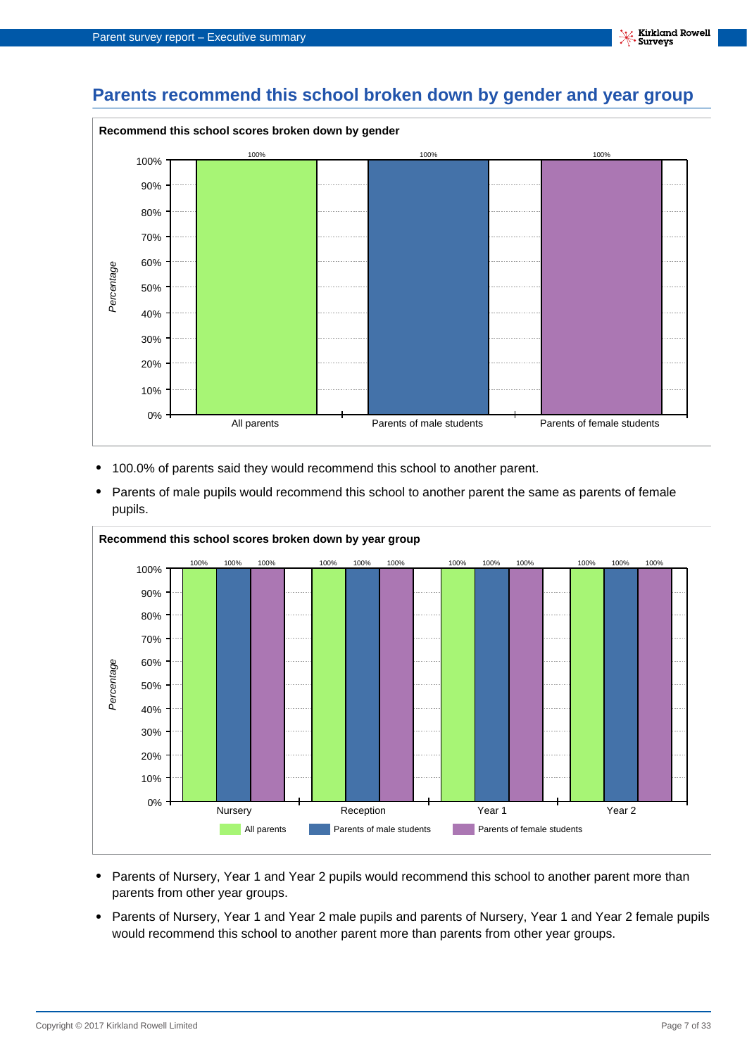## Parents recommend this school broken down by gender and year group

**Recommend this school scores broken down by gender**

| | Percentage |
|---|---|
| All parents | 100% |
| Parents of male students | 100% |
| Parents of female students | 100% |

- 100.0% of parents said they would recommend this school to another parent.
- Parents of male pupils would recommend this school to another parent the same as parents of female pupils.

**Recommend this school scores broken down by year group**

| | All parents | Parents of male students | Parents of female students |
|---|---|---|---|
| Nursery | 100% | 100% | 100% |
| Reception | 100% | 100% | 100% |
| Year 1 | 100% | 100% | 100% |
| Year 2 | 100% | 100% | 100% |

- Parents of Nursery, Year 1 and Year 2 pupils would recommend this school to another parent more than parents from other year groups.
- Parents of Nursery, Year 1 and Year 2 male pupils and parents of Nursery, Year 1 and Year 2 female pupils would recommend this school to another parent more than parents from other year groups.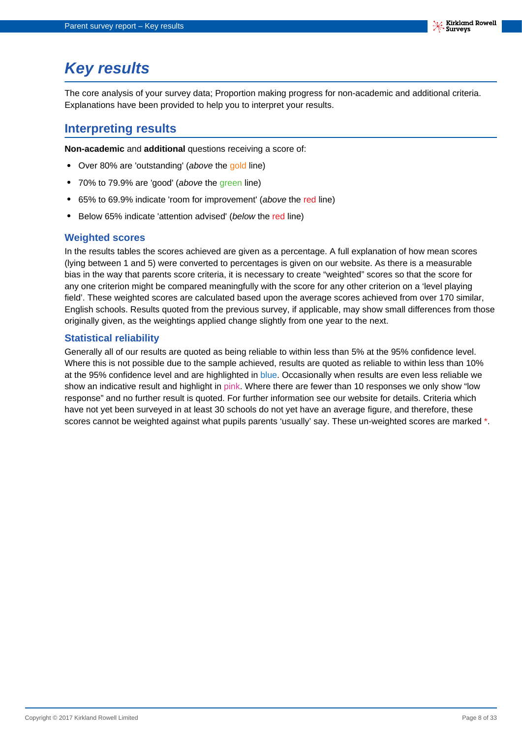# Key results

The core analysis of your survey data; Proportion making progress for non-academic and additional criteria. Explanations have been provided to help you to interpret your results.

## Interpreting results

**Non-academic** and **additional** questions receiving a score of:

- Over 80% are 'outstanding' (*above* the gold line)
- 70% to 79.9% are 'good' (*above* the green line)
- 65% to 69.9% indicate 'room for improvement' (*above* the red line)
- Below 65% indicate 'attention advised' (*below* the red line)

### Weighted scores

In the results tables the scores achieved are given as a percentage. A full explanation of how mean scores (lying between 1 and 5) were converted to percentages is given on our website. As there is a measurable bias in the way that parents score criteria, it is necessary to create “weighted” scores so that the score for any one criterion might be compared meaningfully with the score for any other criterion on a ‘level playing field’. These weighted scores are calculated based upon the average scores achieved from over 170 similar, English schools. Results quoted from the previous survey, if applicable, may show small differences from those originally given, as the weightings applied change slightly from one year to the next.

### Statistical reliability

Generally all of our results are quoted as being reliable to within less than 5% at the 95% confidence level. Where this is not possible due to the sample achieved, results are quoted as reliable to within less than 10% at the 95% confidence level and are highlighted in blue. Occasionally when results are even less reliable we show an indicative result and highlight in pink. Where there are fewer than 10 responses we only show “low response” and no further result is quoted. For further information see our website for details. Criteria which have not yet been surveyed in at least 30 schools do not yet have an average figure, and therefore, these scores cannot be weighted against what pupils parents ‘usually’ say. These un-weighted scores are marked *.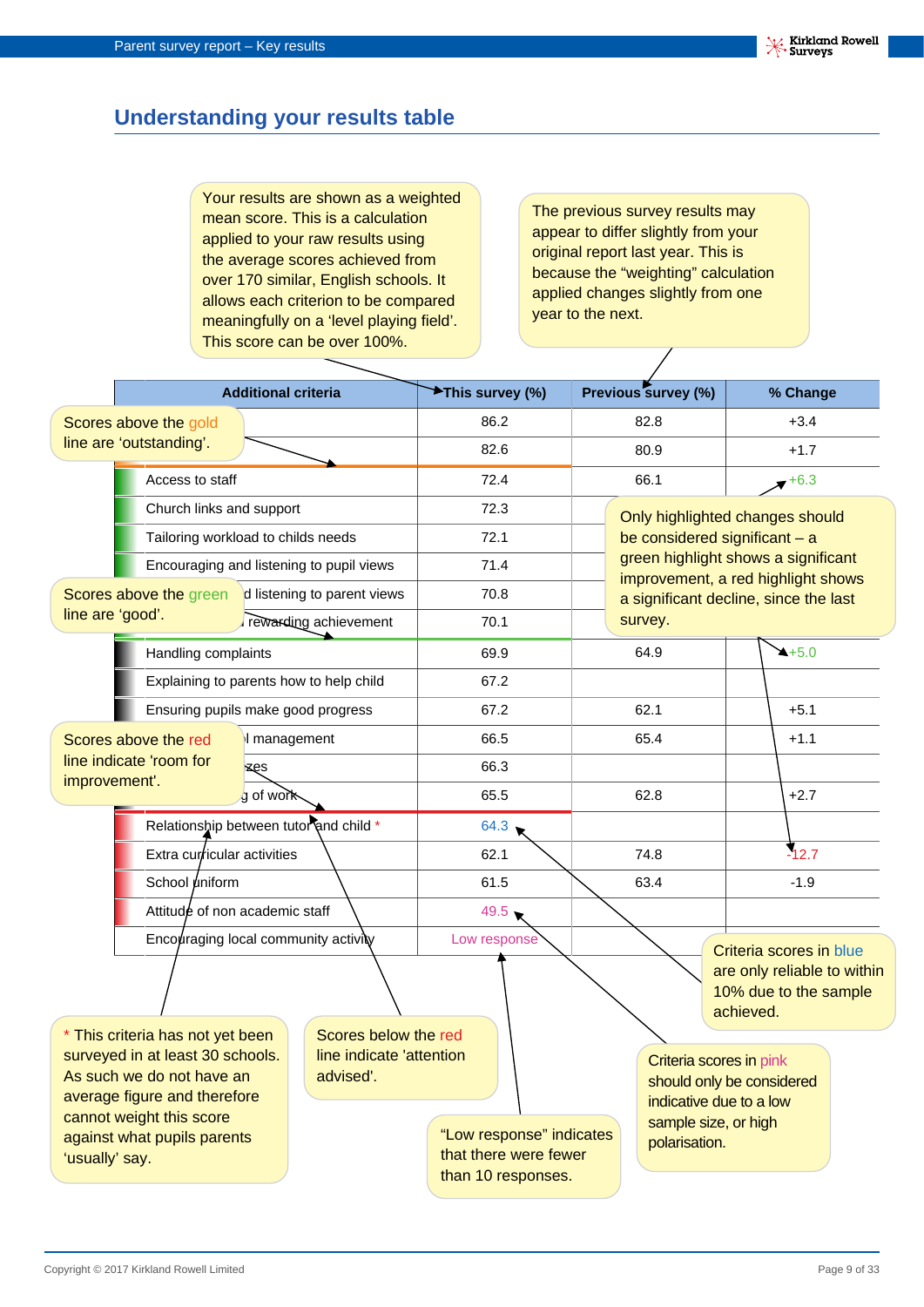## Understanding your results table

Your results are shown as a weighted mean score. This is a calculation applied to your raw results using the average scores achieved from over 170 similar, English schools. It allows each criterion to be compared meaningfully on a 'level playing field'. This score can be over 100%.

The previous survey results may appear to differ slightly from your original report last year. This is because the "weighting" calculation applied changes slightly from one year to the next.

| Additional criteria | This survey (%) | Previous survey (%) | % Change |
|---|---|---|---|
| | 86.2 | 82.8 | +3.4 |
| | 82.6 | 80.9 | +1.7 |
| Access to staff | 72.4 | 66.1 | +6.3 |
| Church links and support | 72.3 | | |
| Tailoring workload to childs needs | 72.1 | | |
| Encouraging and listening to pupil views | 71.4 | | |
| …d listening to parent views | 70.8 | | |
| … rewarding achievement | 70.1 | | |
| Handling complaints | 69.9 | 64.9 | +5.0 |
| Explaining to parents how to help child | 67.2 | | |
| Ensuring pupils make good progress | 67.2 | 62.1 | +5.1 |
| …l management | 66.5 | 65.4 | +1.1 |
| …zes | 66.3 | | |
| …g of work | 65.5 | 62.8 | +2.7 |
| Relationship between tutor and child * | 64.3 | | |
| Extra curricular activities | 62.1 | 74.8 | -12.7 |
| School uniform | 61.5 | 63.4 | -1.9 |
| Attitude of non academic staff | 49.5 | | |
| Encouraging local community activity | Low response | | |

Scores above the gold line are 'outstanding'.

Scores above the green line are 'good'.

Scores above the red line indicate 'room for improvement'.

Scores below the red line indicate 'attention advised'.

Only highlighted changes should be considered significant – a green highlight shows a significant improvement, a red highlight shows a significant decline, since the last survey.

Criteria scores in blue are only reliable to within 10% due to the sample achieved.

Criteria scores in pink should only be considered indicative due to a low sample size, or high polarisation.

"Low response" indicates that there were fewer than 10 responses.

\* This criteria has not yet been surveyed in at least 30 schools. As such we do not have an average figure and therefore cannot weight this score against what pupils parents 'usually' say.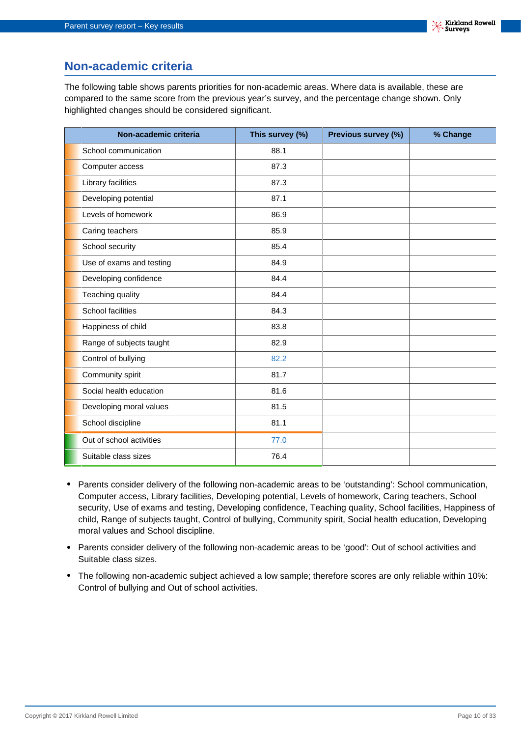## Non-academic criteria

The following table shows parents priorities for non-academic areas. Where data is available, these are compared to the same score from the previous year's survey, and the percentage change shown. Only highlighted changes should be considered significant.

| Non-academic criteria | This survey (%) | Previous survey (%) | % Change |
|---|---|---|---|
| School communication | 88.1 | | |
| Computer access | 87.3 | | |
| Library facilities | 87.3 | | |
| Developing potential | 87.1 | | |
| Levels of homework | 86.9 | | |
| Caring teachers | 85.9 | | |
| School security | 85.4 | | |
| Use of exams and testing | 84.9 | | |
| Developing confidence | 84.4 | | |
| Teaching quality | 84.4 | | |
| School facilities | 84.3 | | |
| Happiness of child | 83.8 | | |
| Range of subjects taught | 82.9 | | |
| Control of bullying | 82.2 | | |
| Community spirit | 81.7 | | |
| Social health education | 81.6 | | |
| Developing moral values | 81.5 | | |
| School discipline | 81.1 | | |
| Out of school activities | 77.0 | | |
| Suitable class sizes | 76.4 | | |

- Parents consider delivery of the following non-academic areas to be 'outstanding': School communication, Computer access, Library facilities, Developing potential, Levels of homework, Caring teachers, School security, Use of exams and testing, Developing confidence, Teaching quality, School facilities, Happiness of child, Range of subjects taught, Control of bullying, Community spirit, Social health education, Developing moral values and School discipline.
- Parents consider delivery of the following non-academic areas to be 'good': Out of school activities and Suitable class sizes.
- The following non-academic subject achieved a low sample; therefore scores are only reliable within 10%: Control of bullying and Out of school activities.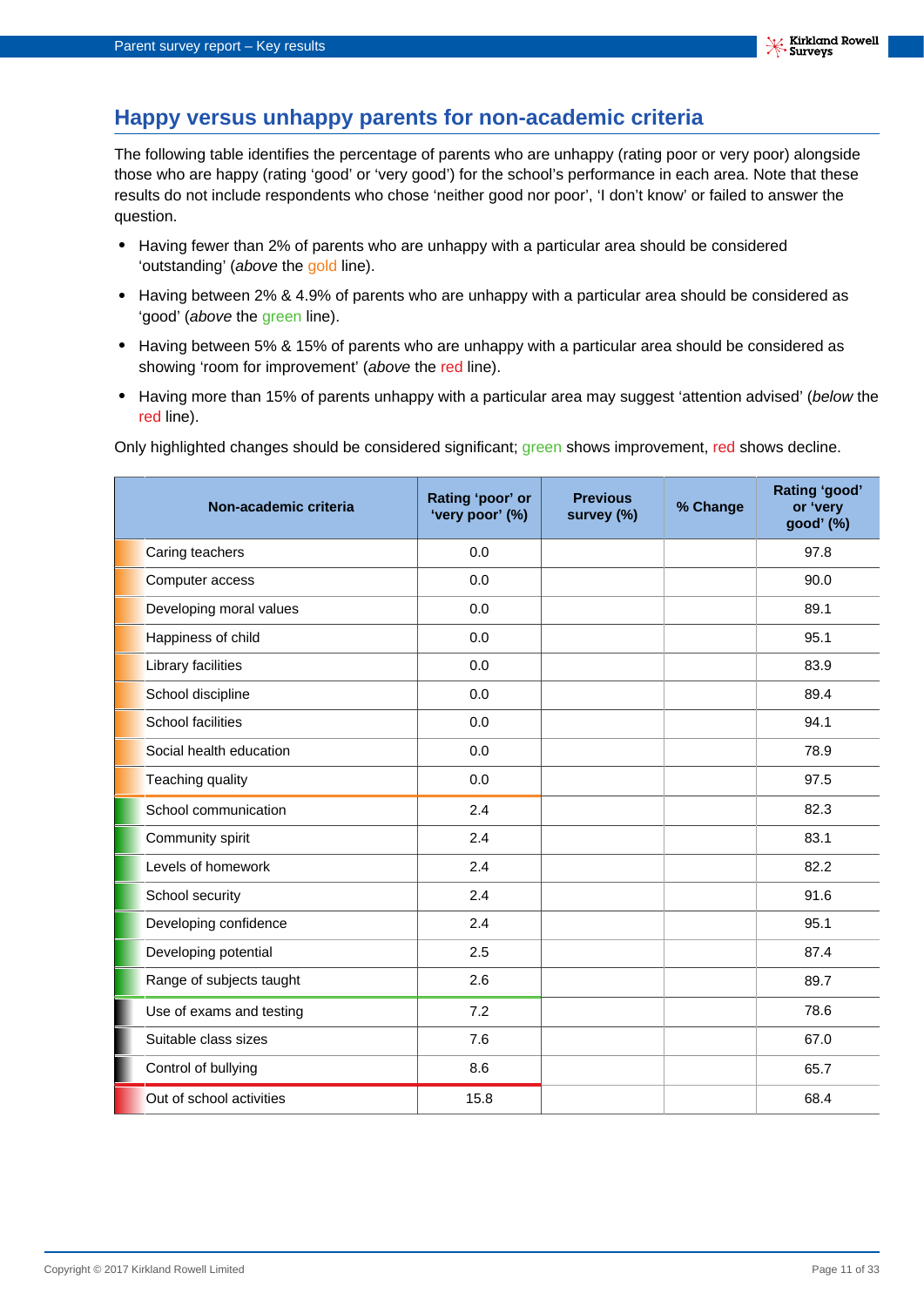## Happy versus unhappy parents for non-academic criteria

The following table identifies the percentage of parents who are unhappy (rating poor or very poor) alongside those who are happy (rating 'good' or 'very good') for the school's performance in each area. Note that these results do not include respondents who chose 'neither good nor poor', 'I don't know' or failed to answer the question.

- Having fewer than 2% of parents who are unhappy with a particular area should be considered 'outstanding' (*above* the gold line).
- Having between 2% & 4.9% of parents who are unhappy with a particular area should be considered as 'good' (*above* the green line).
- Having between 5% & 15% of parents who are unhappy with a particular area should be considered as showing 'room for improvement' (*above* the red line).
- Having more than 15% of parents unhappy with a particular area may suggest 'attention advised' (*below* the red line).

Only highlighted changes should be considered significant; green shows improvement, red shows decline.

| Non-academic criteria | Rating 'poor' or 'very poor' (%) | Previous survey (%) | % Change | Rating 'good' or 'very good' (%) |
|---|---|---|---|---|
| Caring teachers | 0.0 | | | 97.8 |
| Computer access | 0.0 | | | 90.0 |
| Developing moral values | 0.0 | | | 89.1 |
| Happiness of child | 0.0 | | | 95.1 |
| Library facilities | 0.0 | | | 83.9 |
| School discipline | 0.0 | | | 89.4 |
| School facilities | 0.0 | | | 94.1 |
| Social health education | 0.0 | | | 78.9 |
| Teaching quality | 0.0 | | | 97.5 |
| School communication | 2.4 | | | 82.3 |
| Community spirit | 2.4 | | | 83.1 |
| Levels of homework | 2.4 | | | 82.2 |
| School security | 2.4 | | | 91.6 |
| Developing confidence | 2.4 | | | 95.1 |
| Developing potential | 2.5 | | | 87.4 |
| Range of subjects taught | 2.6 | | | 89.7 |
| Use of exams and testing | 7.2 | | | 78.6 |
| Suitable class sizes | 7.6 | | | 67.0 |
| Control of bullying | 8.6 | | | 65.7 |
| Out of school activities | 15.8 | | | 68.4 |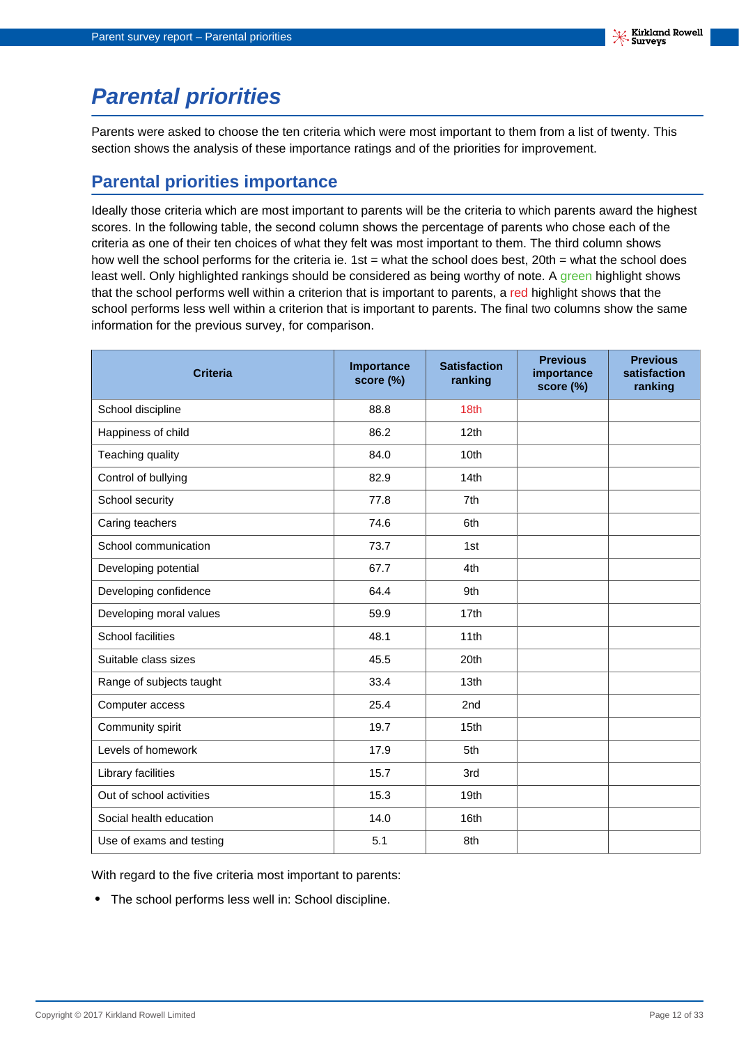# Parental priorities

Parents were asked to choose the ten criteria which were most important to them from a list of twenty. This section shows the analysis of these importance ratings and of the priorities for improvement.

## Parental priorities importance

Ideally those criteria which are most important to parents will be the criteria to which parents award the highest scores. In the following table, the second column shows the percentage of parents who chose each of the criteria as one of their ten choices of what they felt was most important to them. The third column shows how well the school performs for the criteria ie. 1st = what the school does best, 20th = what the school does least well. Only highlighted rankings should be considered as being worthy of note. A green highlight shows that the school performs well within a criterion that is important to parents, a red highlight shows that the school performs less well within a criterion that is important to parents. The final two columns show the same information for the previous survey, for comparison.

| Criteria | Importance score (%) | Satisfaction ranking | Previous importance score (%) | Previous satisfaction ranking |
|---|---|---|---|---|
| School discipline | 88.8 | 18th | | |
| Happiness of child | 86.2 | 12th | | |
| Teaching quality | 84.0 | 10th | | |
| Control of bullying | 82.9 | 14th | | |
| School security | 77.8 | 7th | | |
| Caring teachers | 74.6 | 6th | | |
| School communication | 73.7 | 1st | | |
| Developing potential | 67.7 | 4th | | |
| Developing confidence | 64.4 | 9th | | |
| Developing moral values | 59.9 | 17th | | |
| School facilities | 48.1 | 11th | | |
| Suitable class sizes | 45.5 | 20th | | |
| Range of subjects taught | 33.4 | 13th | | |
| Computer access | 25.4 | 2nd | | |
| Community spirit | 19.7 | 15th | | |
| Levels of homework | 17.9 | 5th | | |
| Library facilities | 15.7 | 3rd | | |
| Out of school activities | 15.3 | 19th | | |
| Social health education | 14.0 | 16th | | |
| Use of exams and testing | 5.1 | 8th | | |

With regard to the five criteria most important to parents:

- The school performs less well in: School discipline.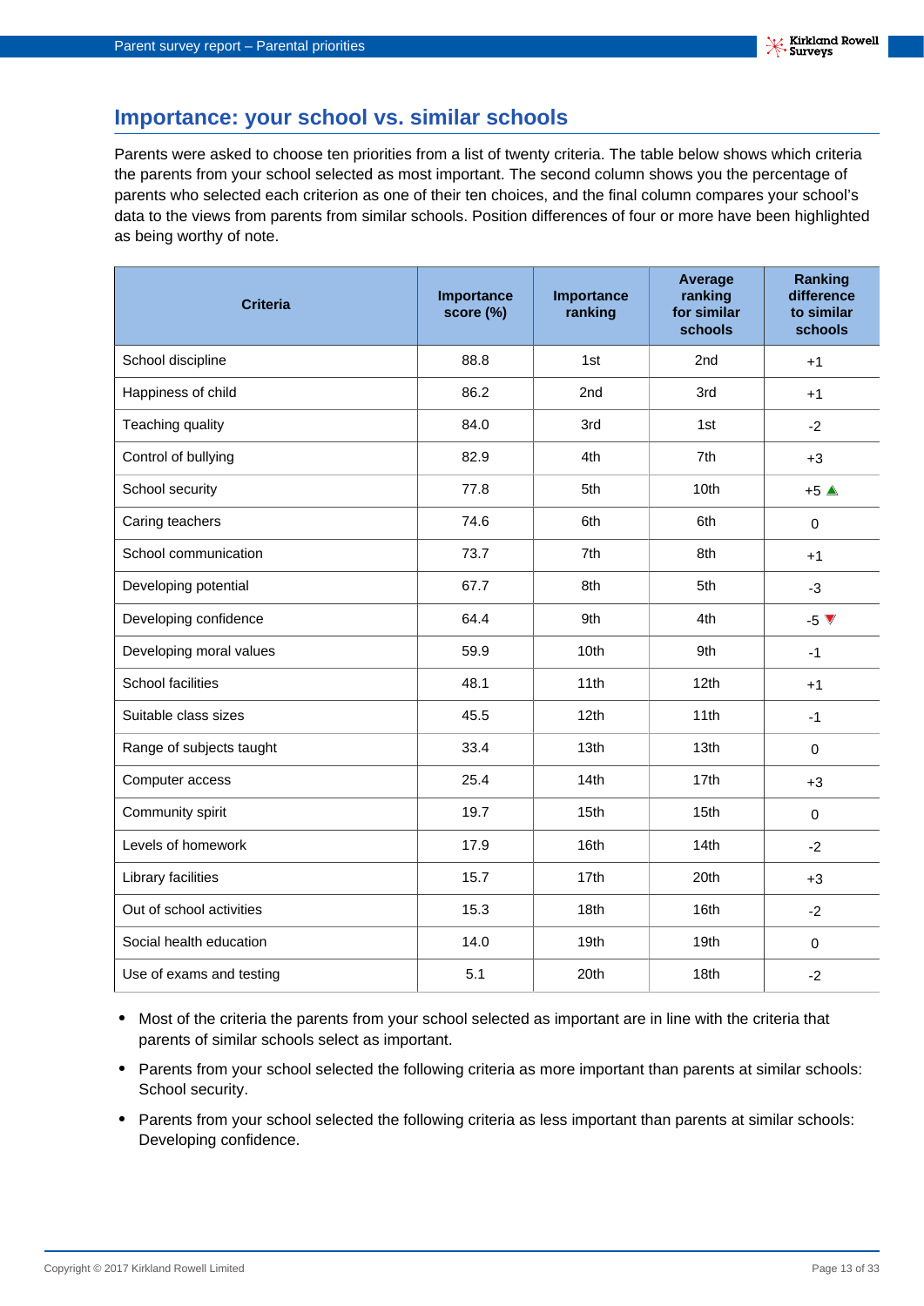## Importance: your school vs. similar schools

Parents were asked to choose ten priorities from a list of twenty criteria. The table below shows which criteria the parents from your school selected as most important. The second column shows you the percentage of parents who selected each criterion as one of their ten choices, and the final column compares your school's data to the views from parents from similar schools. Position differences of four or more have been highlighted as being worthy of note.

| Criteria | Importance score (%) | Importance ranking | Average ranking for similar schools | Ranking difference to similar schools |
|---|---|---|---|---|
| School discipline | 88.8 | 1st | 2nd | +1 |
| Happiness of child | 86.2 | 2nd | 3rd | +1 |
| Teaching quality | 84.0 | 3rd | 1st | -2 |
| Control of bullying | 82.9 | 4th | 7th | +3 |
| School security | 77.8 | 5th | 10th | +5 ▲ |
| Caring teachers | 74.6 | 6th | 6th | 0 |
| School communication | 73.7 | 7th | 8th | +1 |
| Developing potential | 67.7 | 8th | 5th | -3 |
| Developing confidence | 64.4 | 9th | 4th | -5 ▼ |
| Developing moral values | 59.9 | 10th | 9th | -1 |
| School facilities | 48.1 | 11th | 12th | +1 |
| Suitable class sizes | 45.5 | 12th | 11th | -1 |
| Range of subjects taught | 33.4 | 13th | 13th | 0 |
| Computer access | 25.4 | 14th | 17th | +3 |
| Community spirit | 19.7 | 15th | 15th | 0 |
| Levels of homework | 17.9 | 16th | 14th | -2 |
| Library facilities | 15.7 | 17th | 20th | +3 |
| Out of school activities | 15.3 | 18th | 16th | -2 |
| Social health education | 14.0 | 19th | 19th | 0 |
| Use of exams and testing | 5.1 | 20th | 18th | -2 |

- Most of the criteria the parents from your school selected as important are in line with the criteria that parents of similar schools select as important.
- Parents from your school selected the following criteria as more important than parents at similar schools: School security.
- Parents from your school selected the following criteria as less important than parents at similar schools: Developing confidence.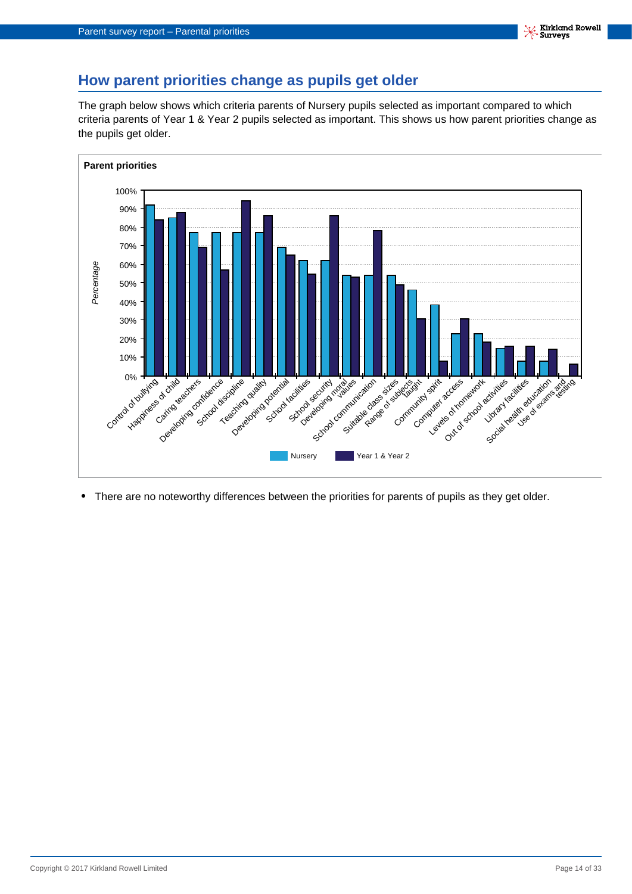## How parent priorities change as pupils get older

The graph below shows which criteria parents of Nursery pupils selected as important compared to which criteria parents of Year 1 & Year 2 pupils selected as important. This shows us how parent priorities change as the pupils get older.

**Parent priorities**

| Criteria | Nursery | Year 1 & Year 2 |
|---|---|---|
| Control of bullying | 92% | 84% |
| Happiness of child | 85% | 88% |
| Caring teachers | 77% | 69% |
| Developing confidence | 77% | 57% |
| School discipline | 77% | 94% |
| Teaching quality | 77% | 86% |
| Developing potential | 69% | 65% |
| School facilities | 62% | 55% |
| School security | 62% | 86% |
| Developing moral values | 54% | 53% |
| School communication | 54% | 78% |
| Suitable class sizes | 54% | 49% |
| Range of subjects taught | 46% | 31% |
| Community spirit | 38% | 8% |
| Computer access | 23% | 31% |
| Levels of homework | 23% | 18% |
| Out of school activities | 15% | 16% |
| Library facilities | 8% | 16% |
| Social health education | 8% | 14% |
| Use of exams and testing | 0% | 6% |

- There are no noteworthy differences between the priorities for parents of pupils as they get older.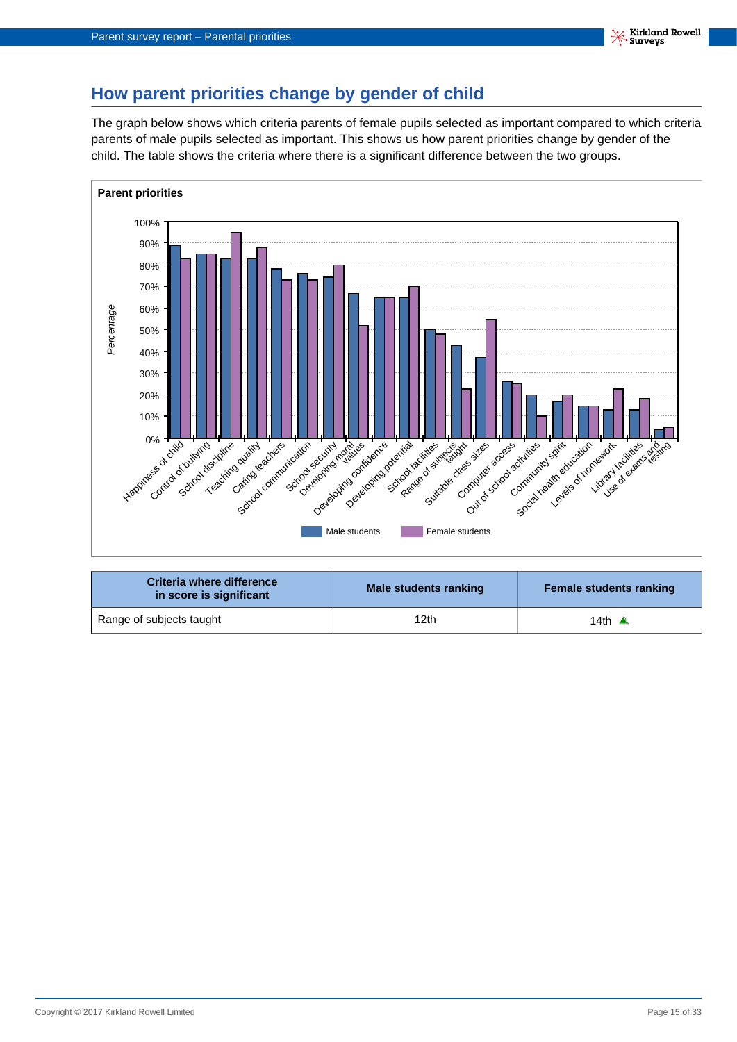## How parent priorities change by gender of child

The graph below shows which criteria parents of female pupils selected as important compared to which criteria parents of male pupils selected as important. This shows us how parent priorities change by gender of the child. The table shows the criteria where there is a significant difference between the two groups.

**Parent priorities**

| Criteria where difference in score is significant | Male students ranking | Female students ranking |
|---|---|---|
| Range of subjects taught | 12th | 14th ▲ |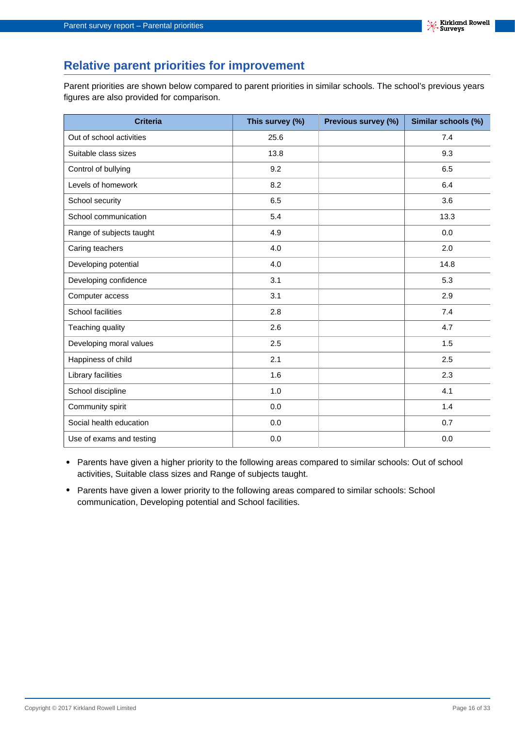## Relative parent priorities for improvement

Parent priorities are shown below compared to parent priorities in similar schools. The school's previous years figures are also provided for comparison.

| Criteria | This survey (%) | Previous survey (%) | Similar schools (%) |
|---|---|---|---|
| Out of school activities | 25.6 | | 7.4 |
| Suitable class sizes | 13.8 | | 9.3 |
| Control of bullying | 9.2 | | 6.5 |
| Levels of homework | 8.2 | | 6.4 |
| School security | 6.5 | | 3.6 |
| School communication | 5.4 | | 13.3 |
| Range of subjects taught | 4.9 | | 0.0 |
| Caring teachers | 4.0 | | 2.0 |
| Developing potential | 4.0 | | 14.8 |
| Developing confidence | 3.1 | | 5.3 |
| Computer access | 3.1 | | 2.9 |
| School facilities | 2.8 | | 7.4 |
| Teaching quality | 2.6 | | 4.7 |
| Developing moral values | 2.5 | | 1.5 |
| Happiness of child | 2.1 | | 2.5 |
| Library facilities | 1.6 | | 2.3 |
| School discipline | 1.0 | | 4.1 |
| Community spirit | 0.0 | | 1.4 |
| Social health education | 0.0 | | 0.7 |
| Use of exams and testing | 0.0 | | 0.0 |

- Parents have given a higher priority to the following areas compared to similar schools: Out of school activities, Suitable class sizes and Range of subjects taught.
- Parents have given a lower priority to the following areas compared to similar schools: School communication, Developing potential and School facilities.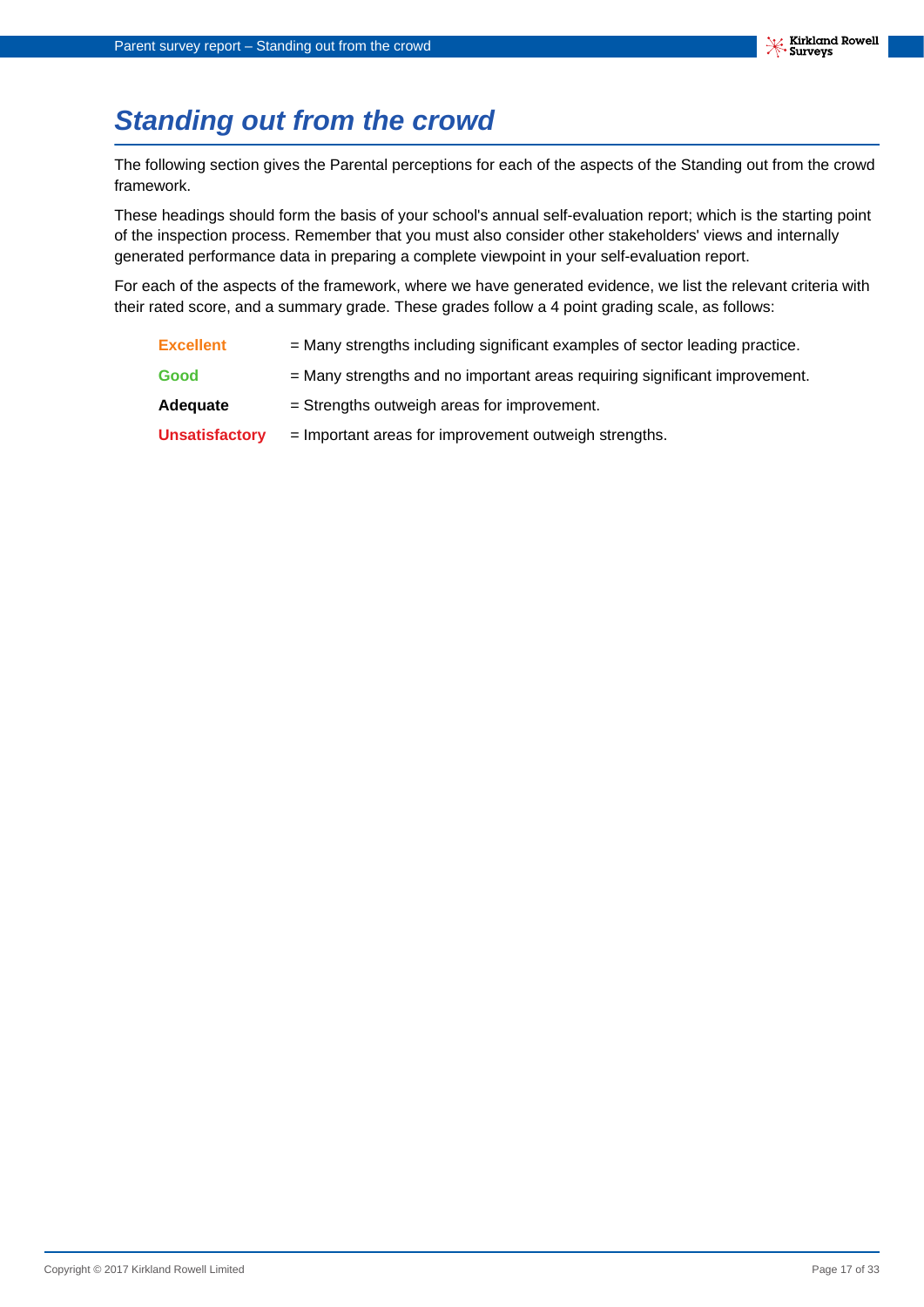# Standing out from the crowd

The following section gives the Parental perceptions for each of the aspects of the Standing out from the crowd framework.

These headings should form the basis of your school's annual self-evaluation report; which is the starting point of the inspection process. Remember that you must also consider other stakeholders' views and internally generated performance data in preparing a complete viewpoint in your self-evaluation report.

For each of the aspects of the framework, where we have generated evidence, we list the relevant criteria with their rated score, and a summary grade. These grades follow a 4 point grading scale, as follows:

| | |
|---|---|
| **Excellent** | = Many strengths including significant examples of sector leading practice. |
| **Good** | = Many strengths and no important areas requiring significant improvement. |
| **Adequate** | = Strengths outweigh areas for improvement. |
| **Unsatisfactory** | = Important areas for improvement outweigh strengths. |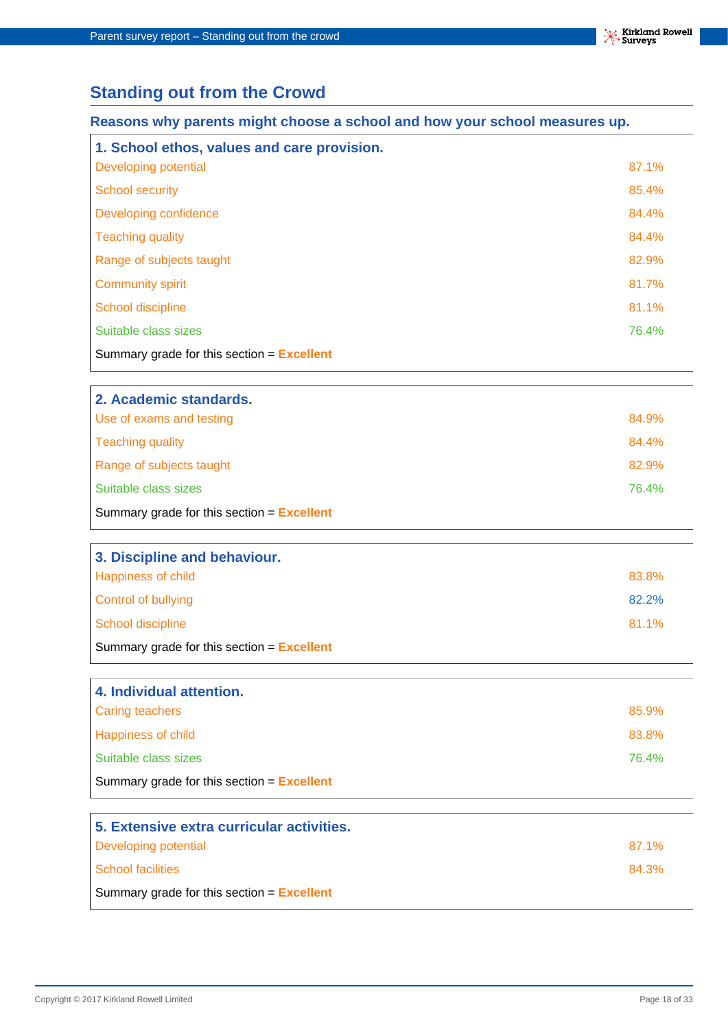## Standing out from the Crowd

### Reasons why parents might choose a school and how your school measures up.

**1. School ethos, values and care provision.**

| | |
|---|---|
| Developing potential | 87.1% |
| School security | 85.4% |
| Developing confidence | 84.4% |
| Teaching quality | 84.4% |
| Range of subjects taught | 82.9% |
| Community spirit | 81.7% |
| School discipline | 81.1% |
| Suitable class sizes | 76.4% |

Summary grade for this section = **Excellent**

**2. Academic standards.**

| | |
|---|---|
| Use of exams and testing | 84.9% |
| Teaching quality | 84.4% |
| Range of subjects taught | 82.9% |
| Suitable class sizes | 76.4% |

Summary grade for this section = **Excellent**

**3. Discipline and behaviour.**

| | |
|---|---|
| Happiness of child | 83.8% |
| Control of bullying | 82.2% |
| School discipline | 81.1% |

Summary grade for this section = **Excellent**

**4. Individual attention.**

| | |
|---|---|
| Caring teachers | 85.9% |
| Happiness of child | 83.8% |
| Suitable class sizes | 76.4% |

Summary grade for this section = **Excellent**

**5. Extensive extra curricular activities.**

| | |
|---|---|
| Developing potential | 87.1% |
| School facilities | 84.3% |

Summary grade for this section = **Excellent**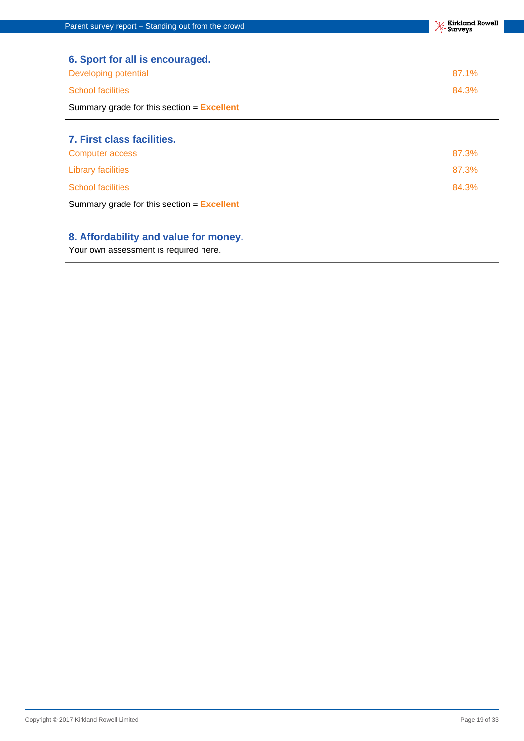### 6. Sport for all is encouraged.

| | |
|---|---|
| Developing potential | 87.1% |
| School facilities | 84.3% |

Summary grade for this section = **Excellent**

### 7. First class facilities.

| | |
|---|---|
| Computer access | 87.3% |
| Library facilities | 87.3% |
| School facilities | 84.3% |

Summary grade for this section = **Excellent**

### 8. Affordability and value for money.

Your own assessment is required here.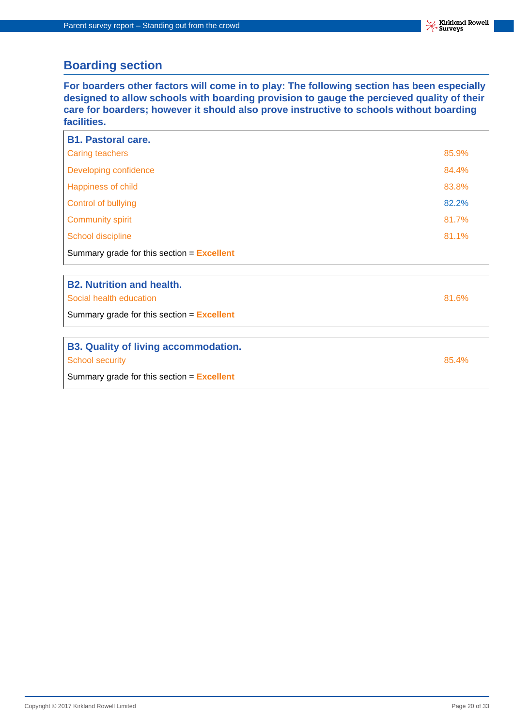## Boarding section

**For boarders other factors will come in to play: The following section has been especially designed to allow schools with boarding provision to gauge the percieved quality of their care for boarders; however it should also prove instructive to schools without boarding facilities.**

### B1. Pastoral care.

| | |
|---|---|
| Caring teachers | 85.9% |
| Developing confidence | 84.4% |
| Happiness of child | 83.8% |
| Control of bullying | 82.2% |
| Community spirit | 81.7% |
| School discipline | 81.1% |

Summary grade for this section = **Excellent**

### B2. Nutrition and health.

| | |
|---|---|
| Social health education | 81.6% |

Summary grade for this section = **Excellent**

### B3. Quality of living accommodation.

| | |
|---|---|
| School security | 85.4% |

Summary grade for this section = **Excellent**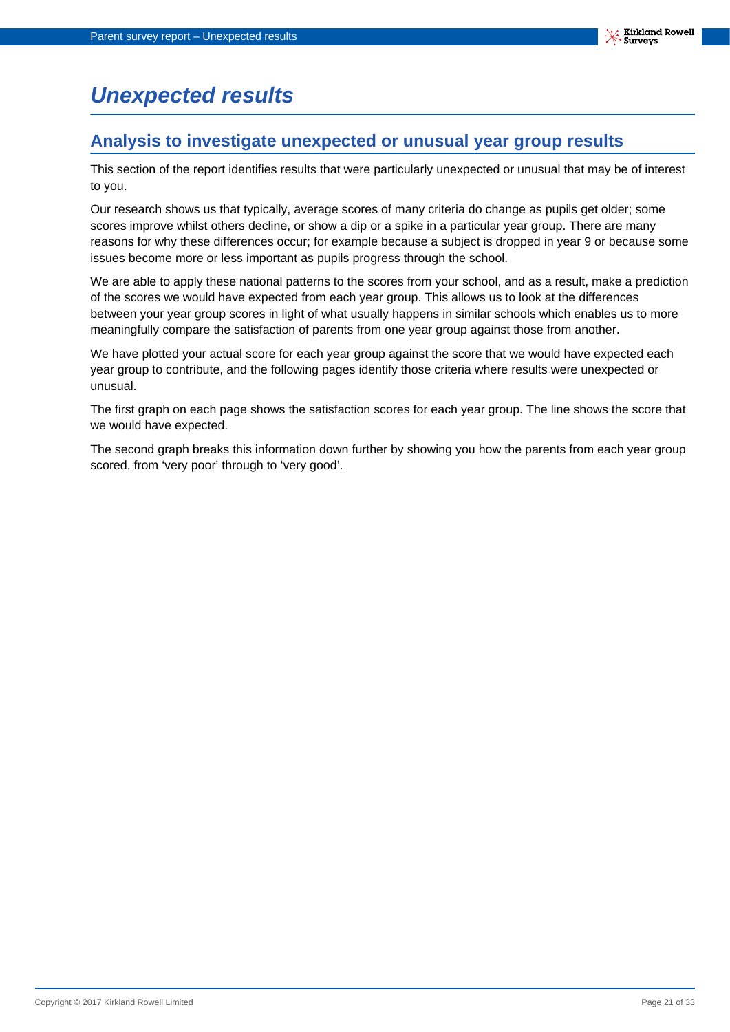# *Unexpected results*

## Analysis to investigate unexpected or unusual year group results

This section of the report identifies results that were particularly unexpected or unusual that may be of interest to you.

Our research shows us that typically, average scores of many criteria do change as pupils get older; some scores improve whilst others decline, or show a dip or a spike in a particular year group. There are many reasons for why these differences occur; for example because a subject is dropped in year 9 or because some issues become more or less important as pupils progress through the school.

We are able to apply these national patterns to the scores from your school, and as a result, make a prediction of the scores we would have expected from each year group. This allows us to look at the differences between your year group scores in light of what usually happens in similar schools which enables us to more meaningfully compare the satisfaction of parents from one year group against those from another.

We have plotted your actual score for each year group against the score that we would have expected each year group to contribute, and the following pages identify those criteria where results were unexpected or unusual.

The first graph on each page shows the satisfaction scores for each year group. The line shows the score that we would have expected.

The second graph breaks this information down further by showing you how the parents from each year group scored, from 'very poor' through to 'very good'.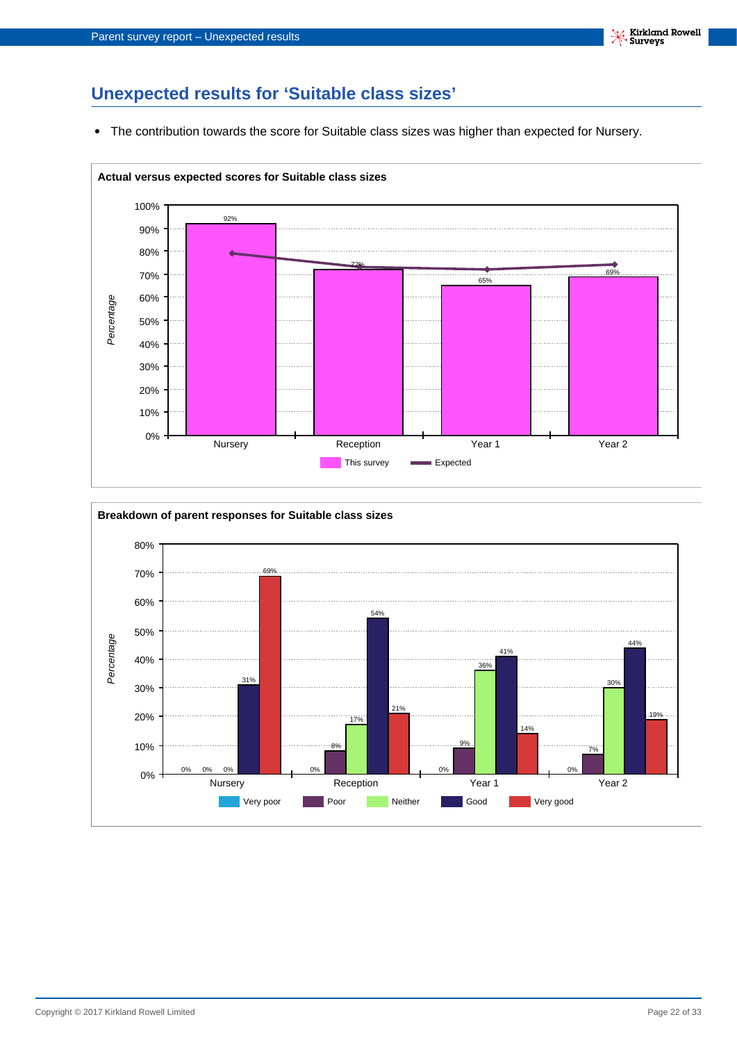## Unexpected results for 'Suitable class sizes'

- The contribution towards the score for Suitable class sizes was higher than expected for Nursery.

**Actual versus expected scores for Suitable class sizes**

| | Nursery | Reception | Year 1 | Year 2 |
|---|---|---|---|---|
| This survey | 92% | 72% | 65% | 69% |

**Breakdown of parent responses for Suitable class sizes**

| | Very poor | Poor | Neither | Good | Very good |
|---|---|---|---|---|---|
| Nursery | 0% | 0% | 0% | 31% | 69% |
| Reception | 0% | 8% | 17% | 54% | 21% |
| Year 1 | 0% | 9% | 36% | 41% | 14% |
| Year 2 | 0% | 7% | 30% | 44% | 19% |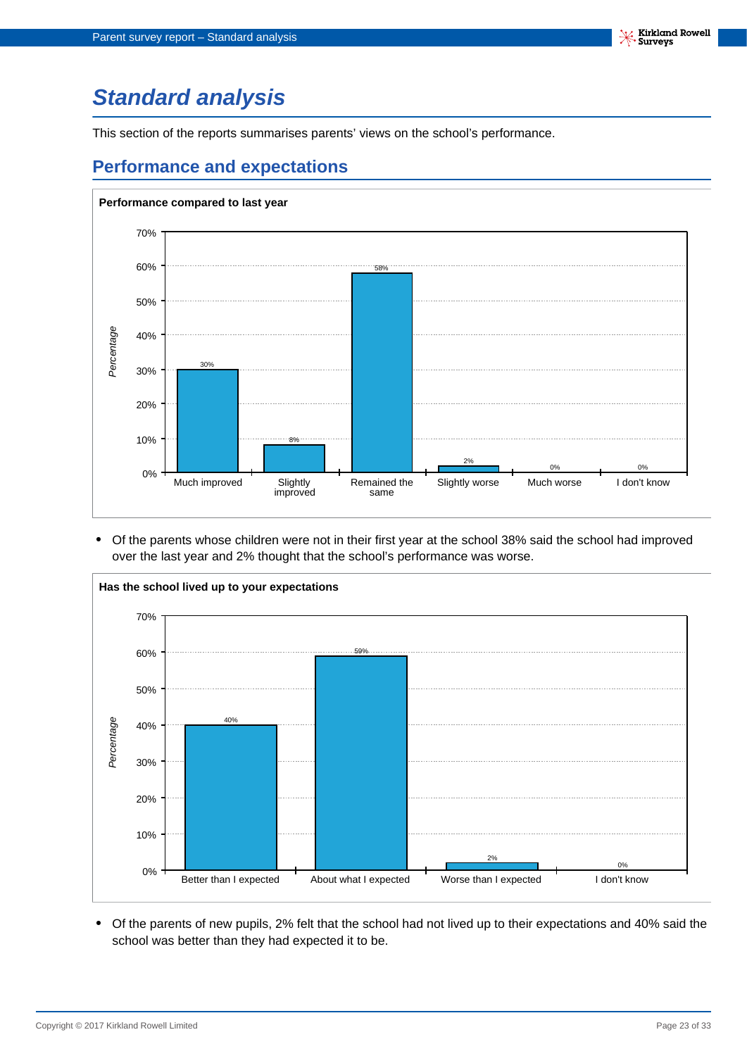# Standard analysis

This section of the reports summarises parents' views on the school's performance.

## Performance and expectations

**Performance compared to last year**

| Response | Percentage |
|---|---|
| Much improved | 30% |
| Slightly improved | 8% |
| Remained the same | 58% |
| Slightly worse | 2% |
| Much worse | 0% |
| I don't know | 0% |

- Of the parents whose children were not in their first year at the school 38% said the school had improved over the last year and 2% thought that the school's performance was worse.

**Has the school lived up to your expectations**

| Response | Percentage |
|---|---|
| Better than I expected | 40% |
| About what I expected | 59% |
| Worse than I expected | 2% |
| I don't know | 0% |

- Of the parents of new pupils, 2% felt that the school had not lived up to their expectations and 40% said the school was better than they had expected it to be.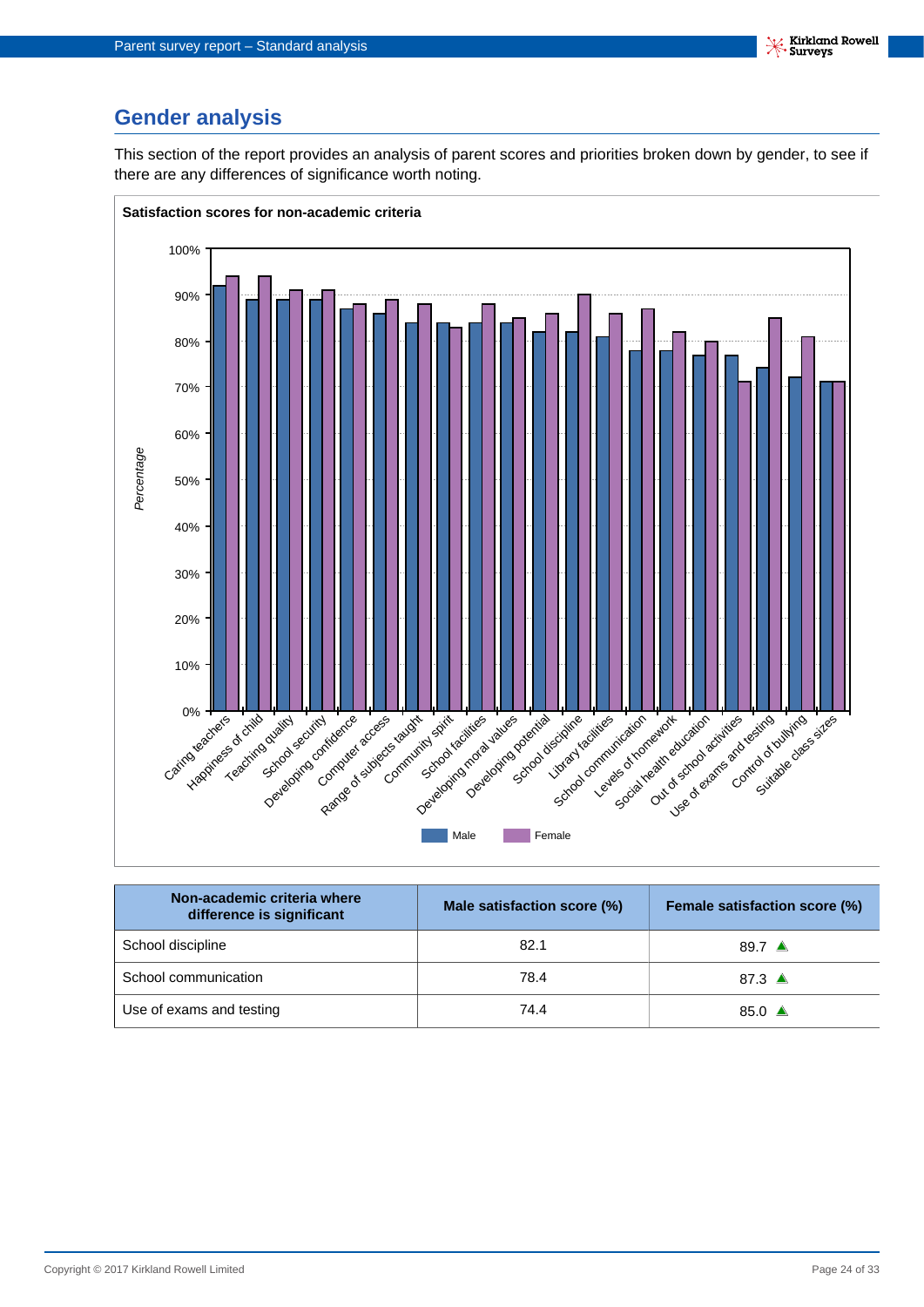## Gender analysis

This section of the report provides an analysis of parent scores and priorities broken down by gender, to see if there are any differences of significance worth noting.

**Satisfaction scores for non-academic criteria**

| Non-academic criteria where difference is significant | Male satisfaction score (%) | Female satisfaction score (%) |
|---|---|---|
| School discipline | 82.1 | 89.7 ▲ |
| School communication | 78.4 | 87.3 ▲ |
| Use of exams and testing | 74.4 | 85.0 ▲ |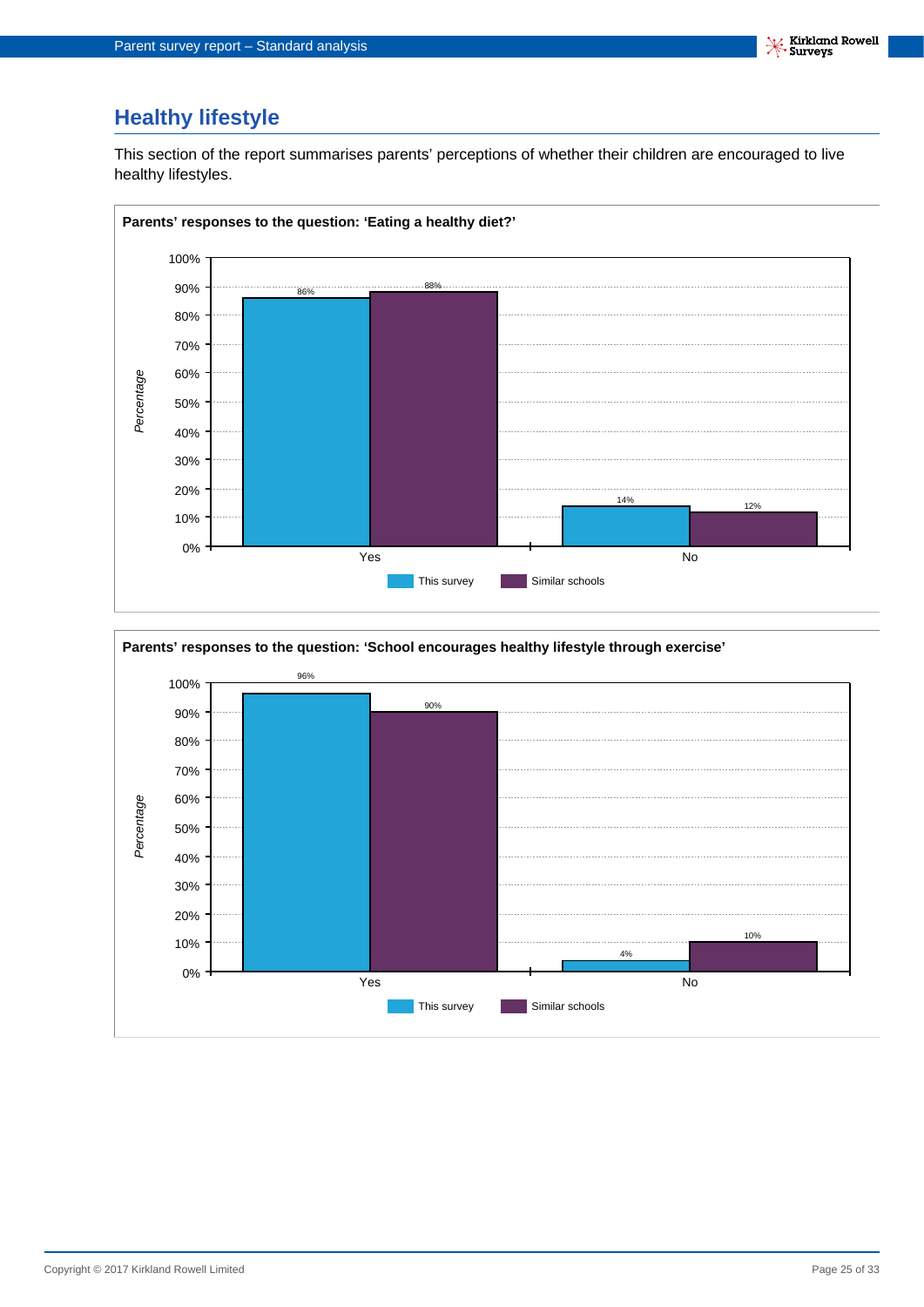## Healthy lifestyle

This section of the report summarises parents' perceptions of whether their children are encouraged to live healthy lifestyles.

**Parents' responses to the question: 'Eating a healthy diet?'**

| | This survey | Similar schools |
|---|---|---|
| Yes | 86% | 88% |
| No | 14% | 12% |

**Parents' responses to the question: 'School encourages healthy lifestyle through exercise'**

| | This survey | Similar schools |
|---|---|---|
| Yes | 96% | 90% |
| No | 4% | 10% |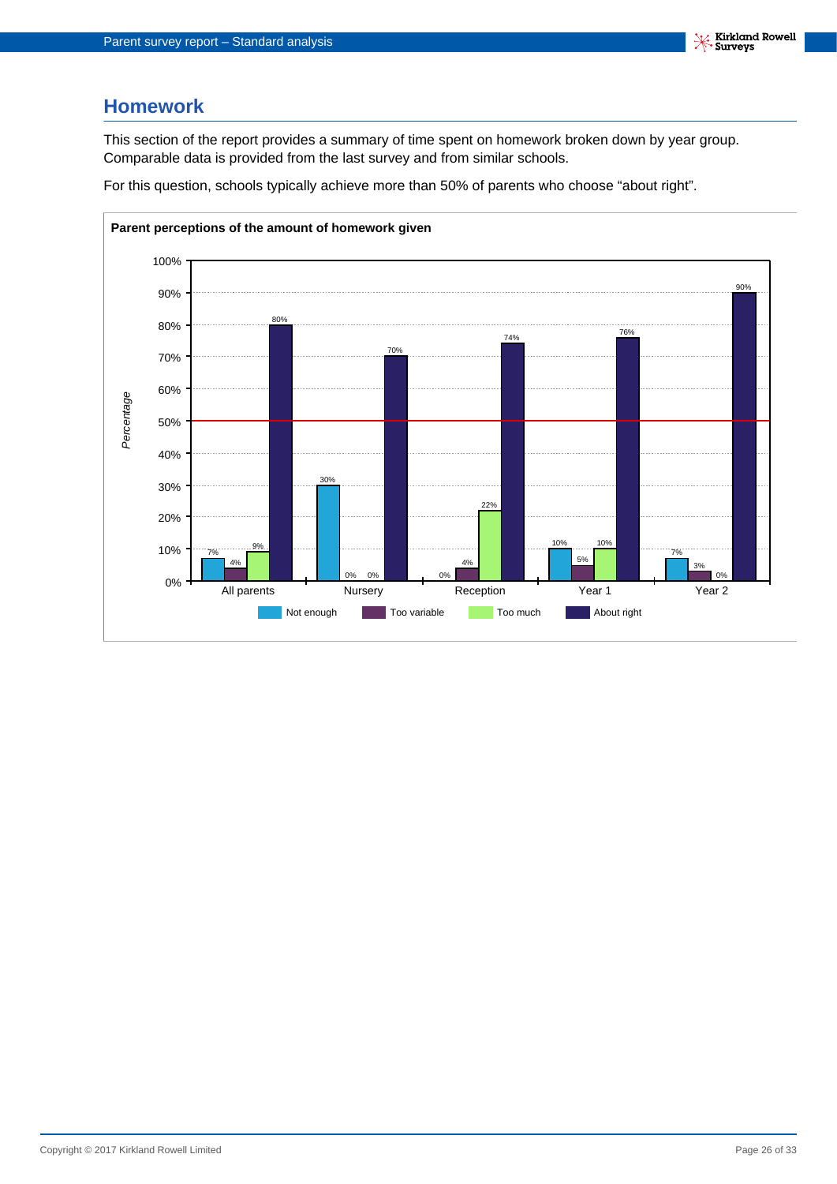## Homework

This section of the report provides a summary of time spent on homework broken down by year group. Comparable data is provided from the last survey and from similar schools.

For this question, schools typically achieve more than 50% of parents who choose "about right".

**Parent perceptions of the amount of homework given**

| | Not enough | Too variable | Too much | About right |
|---|---|---|---|---|
| All parents | 7% | 4% | 9% | 80% |
| Nursery | 30% | 0% | 0% | 70% |
| Reception | 0% | 4% | 22% | 74% |
| Year 1 | 10% | 5% | 10% | 76% |
| Year 2 | 7% | 3% | 0% | 90% |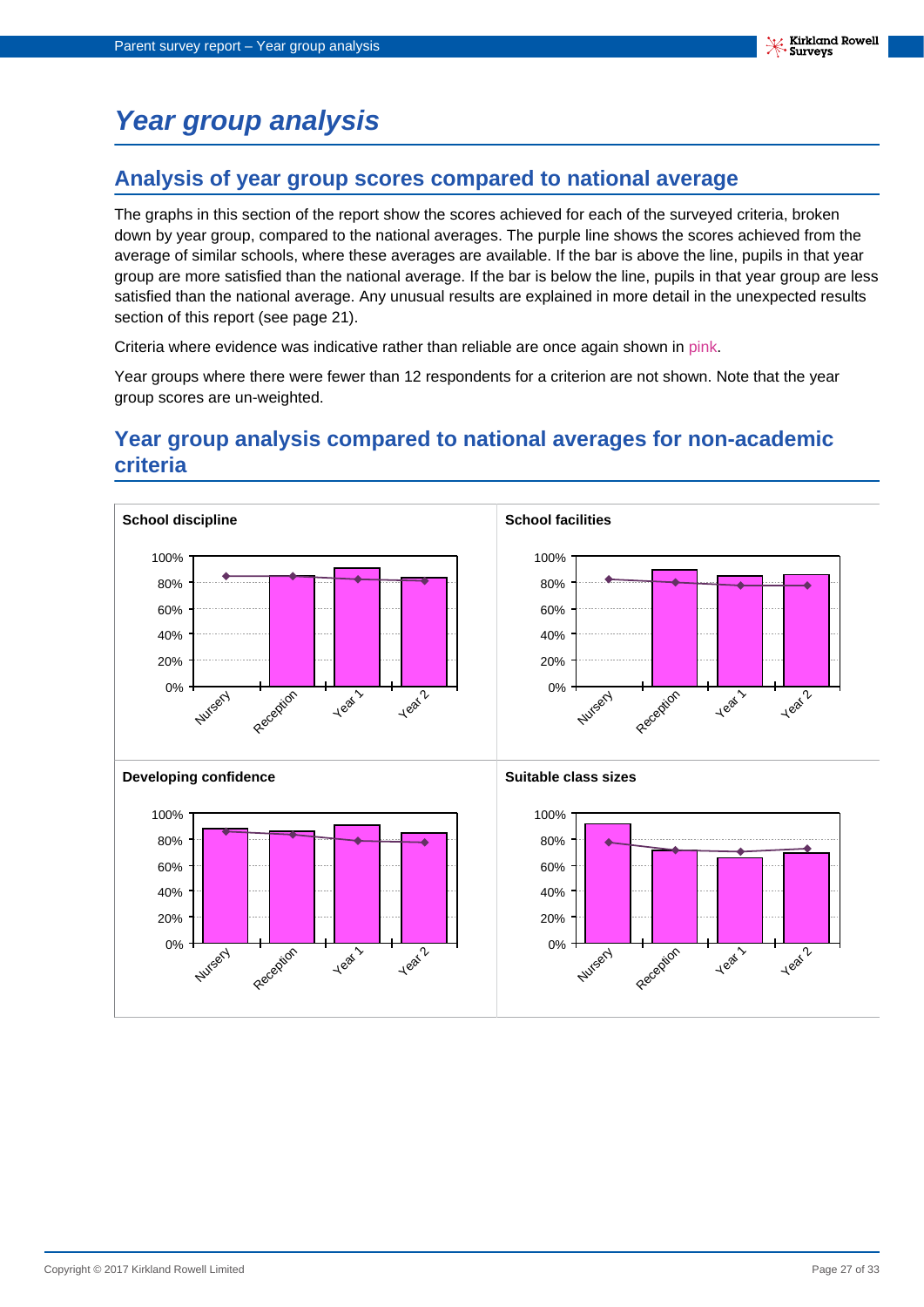# Year group analysis

## Analysis of year group scores compared to national average

The graphs in this section of the report show the scores achieved for each of the surveyed criteria, broken down by year group, compared to the national averages. The purple line shows the scores achieved from the average of similar schools, where these averages are available. If the bar is above the line, pupils in that year group are more satisfied than the national average. If the bar is below the line, pupils in that year group are less satisfied than the national average. Any unusual results are explained in more detail in the unexpected results section of this report (see page 21).

Criteria where evidence was indicative rather than reliable are once again shown in pink.

Year groups where there were fewer than 12 respondents for a criterion are not shown. Note that the year group scores are un-weighted.

## Year group analysis compared to national averages for non-academic criteria

**School discipline**

**School facilities**

**Developing confidence**

**Suitable class sizes**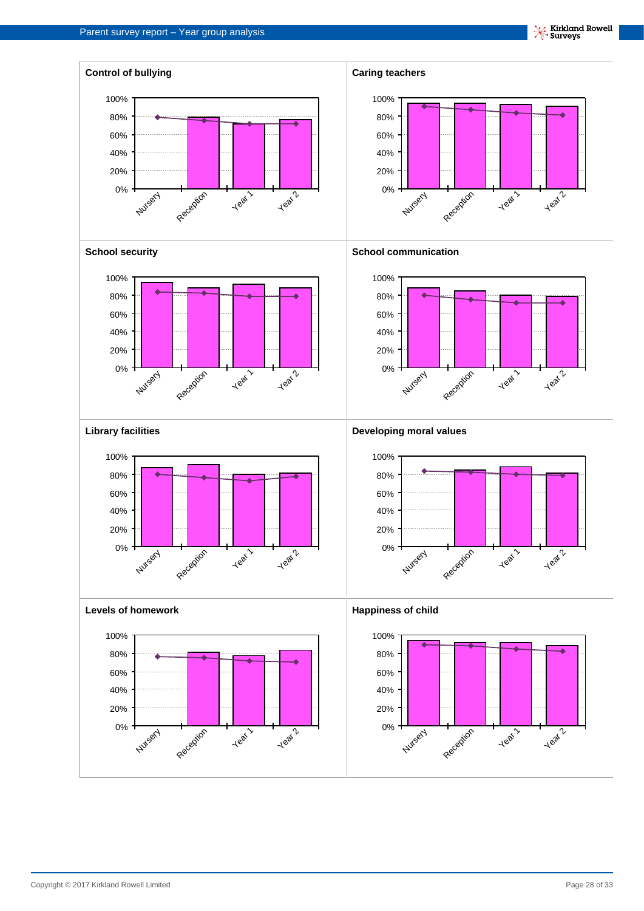Parent survey report – Year group analysis

#### Control of bullying

100%
80%
60%
40%
20%
0%

Nursery Reception Year 1 Year 2

#### Caring teachers

100%
80%
60%
40%
20%
0%

Nursery Reception Year 1 Year 2

#### School security

100%
80%
60%
40%
20%
0%

Nursery Reception Year 1 Year 2

#### School communication

100%
80%
60%
40%
20%
0%

Nursery Reception Year 1 Year 2

#### Library facilities

100%
80%
60%
40%
20%
0%

Nursery Reception Year 1 Year 2

#### Developing moral values

100%
80%
60%
40%
20%
0%

Nursery Reception Year 1 Year 2

#### Levels of homework

100%
80%
60%
40%
20%
0%

Nursery Reception Year 1 Year 2

#### Happiness of child

100%
80%
60%
40%
20%
0%

Nursery Reception Year 1 Year 2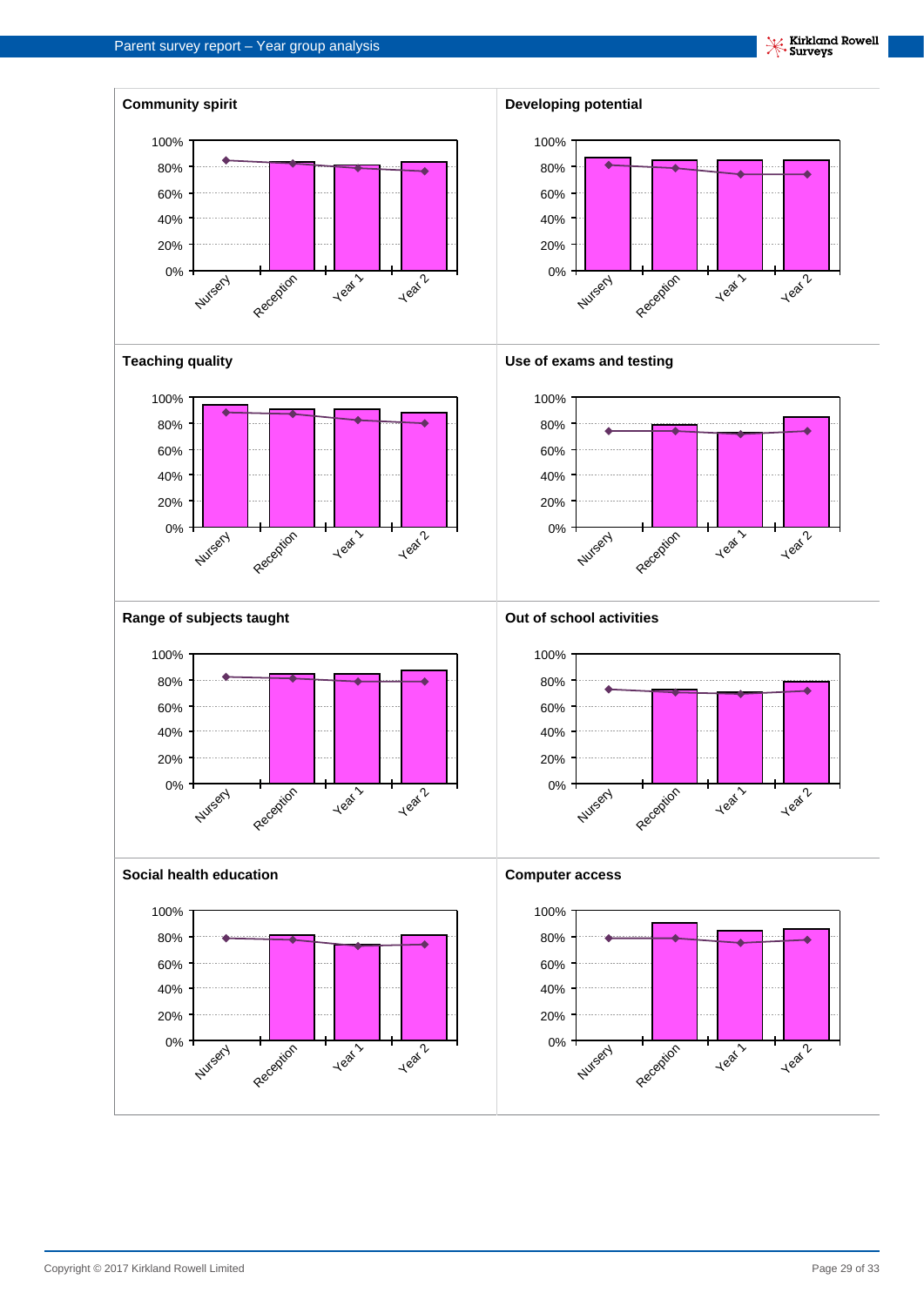### Community spirit

### Developing potential

### Teaching quality

### Use of exams and testing

### Range of subjects taught

### Out of school activities

### Social health education

### Computer access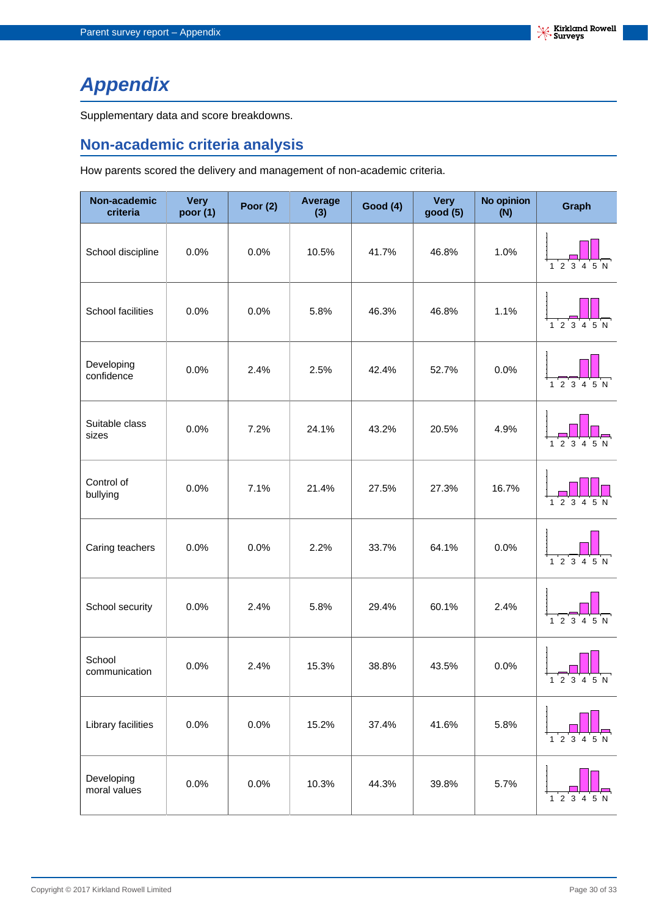# Appendix

Supplementary data and score breakdowns.

## Non-academic criteria analysis

How parents scored the delivery and management of non-academic criteria.

| Non-academic criteria | Very poor (1) | Poor (2) | Average (3) | Good (4) | Very good (5) | No opinion (N) | Graph |
|---|---|---|---|---|---|---|---|
| School discipline | 0.0% | 0.0% | 10.5% | 41.7% | 46.8% | 1.0% | |
| School facilities | 0.0% | 0.0% | 5.8% | 46.3% | 46.8% | 1.1% | |
| Developing confidence | 0.0% | 2.4% | 2.5% | 42.4% | 52.7% | 0.0% | |
| Suitable class sizes | 0.0% | 7.2% | 24.1% | 43.2% | 20.5% | 4.9% | |
| Control of bullying | 0.0% | 7.1% | 21.4% | 27.5% | 27.3% | 16.7% | |
| Caring teachers | 0.0% | 0.0% | 2.2% | 33.7% | 64.1% | 0.0% | |
| School security | 0.0% | 2.4% | 5.8% | 29.4% | 60.1% | 2.4% | |
| School communication | 0.0% | 2.4% | 15.3% | 38.8% | 43.5% | 0.0% | |
| Library facilities | 0.0% | 0.0% | 15.2% | 37.4% | 41.6% | 5.8% | |
| Developing moral values | 0.0% | 0.0% | 10.3% | 44.3% | 39.8% | 5.7% | |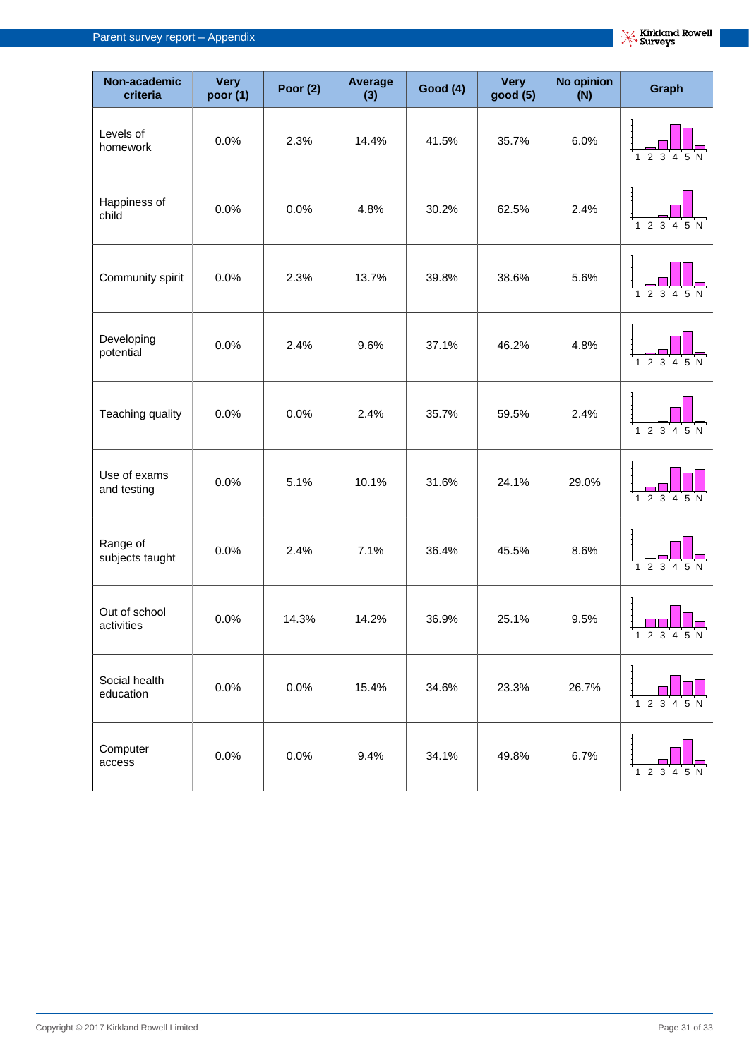| Non-academic criteria | Very poor (1) | Poor (2) | Average (3) | Good (4) | Very good (5) | No opinion (N) | Graph |
|---|---|---|---|---|---|---|---|
| Levels of homework | 0.0% | 2.3% | 14.4% | 41.5% | 35.7% | 6.0% | 1 2 3 4 5 N |
| Happiness of child | 0.0% | 0.0% | 4.8% | 30.2% | 62.5% | 2.4% | 1 2 3 4 5 N |
| Community spirit | 0.0% | 2.3% | 13.7% | 39.8% | 38.6% | 5.6% | 1 2 3 4 5 N |
| Developing potential | 0.0% | 2.4% | 9.6% | 37.1% | 46.2% | 4.8% | 1 2 3 4 5 N |
| Teaching quality | 0.0% | 0.0% | 2.4% | 35.7% | 59.5% | 2.4% | 1 2 3 4 5 N |
| Use of exams and testing | 0.0% | 5.1% | 10.1% | 31.6% | 24.1% | 29.0% | 1 2 3 4 5 N |
| Range of subjects taught | 0.0% | 2.4% | 7.1% | 36.4% | 45.5% | 8.6% | 1 2 3 4 5 N |
| Out of school activities | 0.0% | 14.3% | 14.2% | 36.9% | 25.1% | 9.5% | 1 2 3 4 5 N |
| Social health education | 0.0% | 0.0% | 15.4% | 34.6% | 23.3% | 26.7% | 1 2 3 4 5 N |
| Computer access | 0.0% | 0.0% | 9.4% | 34.1% | 49.8% | 6.7% | 1 2 3 4 5 N |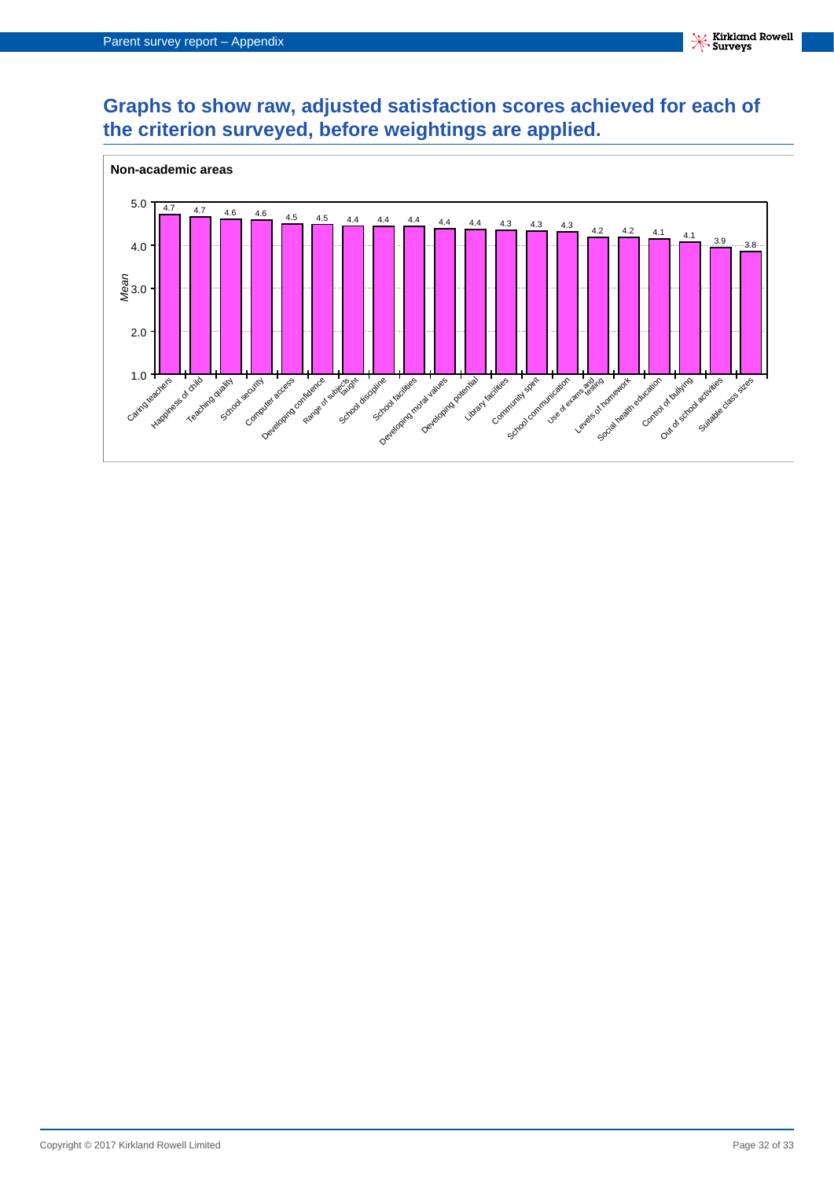## Graphs to show raw, adjusted satisfaction scores achieved for each of the criterion surveyed, before weightings are applied.

**Non-academic areas**

| Criterion | Mean |
| --- | --- |
| Caring teachers | 4.7 |
| Happiness of child | 4.7 |
| Teaching quality | 4.6 |
| School security | 4.6 |
| Computer access | 4.5 |
| Developing confidence | 4.5 |
| Range of subjects taught | 4.4 |
| School discipline | 4.4 |
| School facilities | 4.4 |
| Developing moral values | 4.4 |
| Developing potential | 4.4 |
| Library facilities | 4.3 |
| Community spirit | 4.3 |
| School communication | 4.3 |
| Use of exams and testing | 4.2 |
| Levels of homework | 4.2 |
| Social health education | 4.1 |
| Control of bullying | 4.1 |
| Out of school activities | 3.9 |
| Suitable class sizes | 3.8 |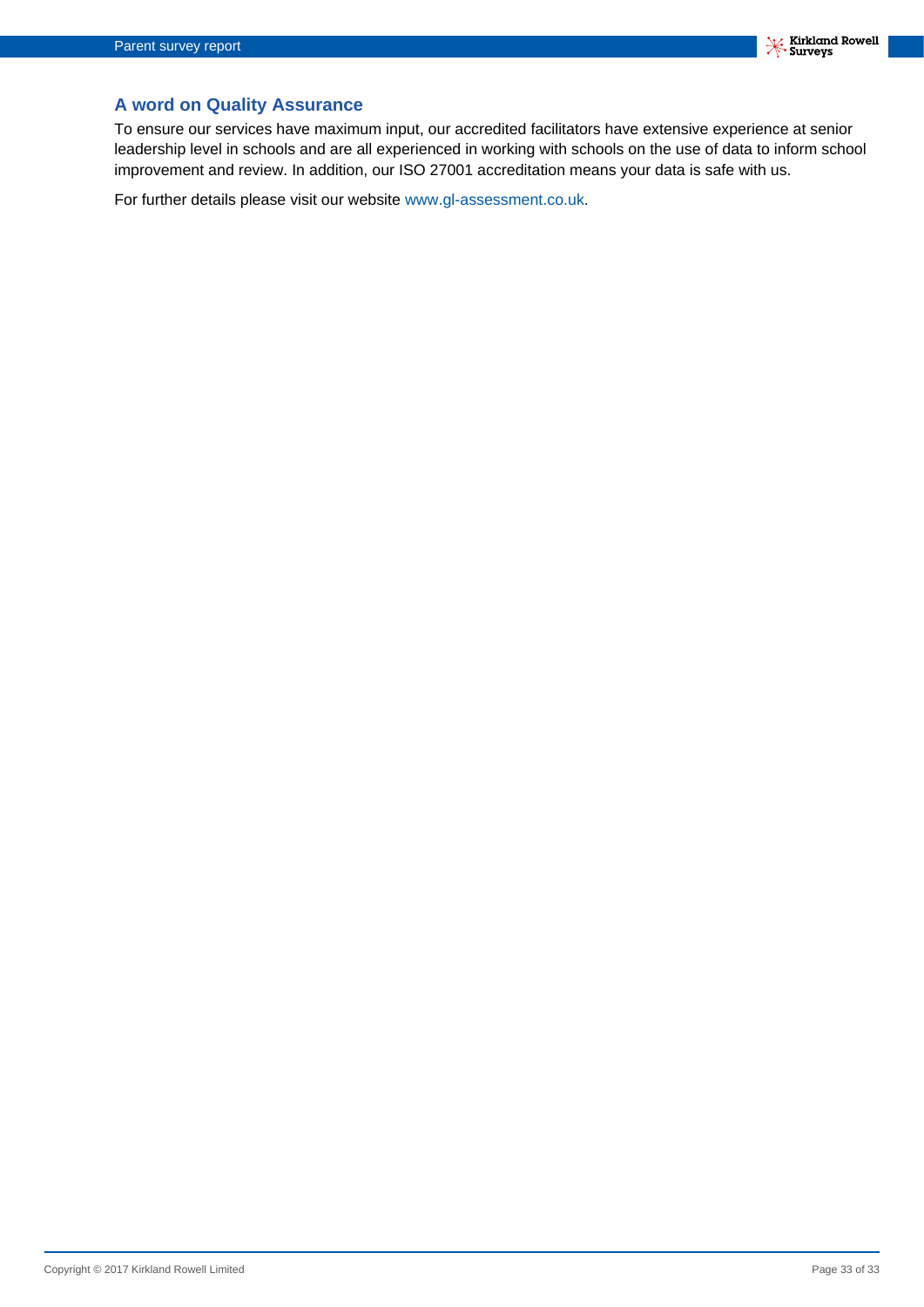## A word on Quality Assurance

To ensure our services have maximum input, our accredited facilitators have extensive experience at senior leadership level in schools and are all experienced in working with schools on the use of data to inform school improvement and review. In addition, our ISO 27001 accreditation means your data is safe with us.

For further details please visit our website www.gl-assessment.co.uk.